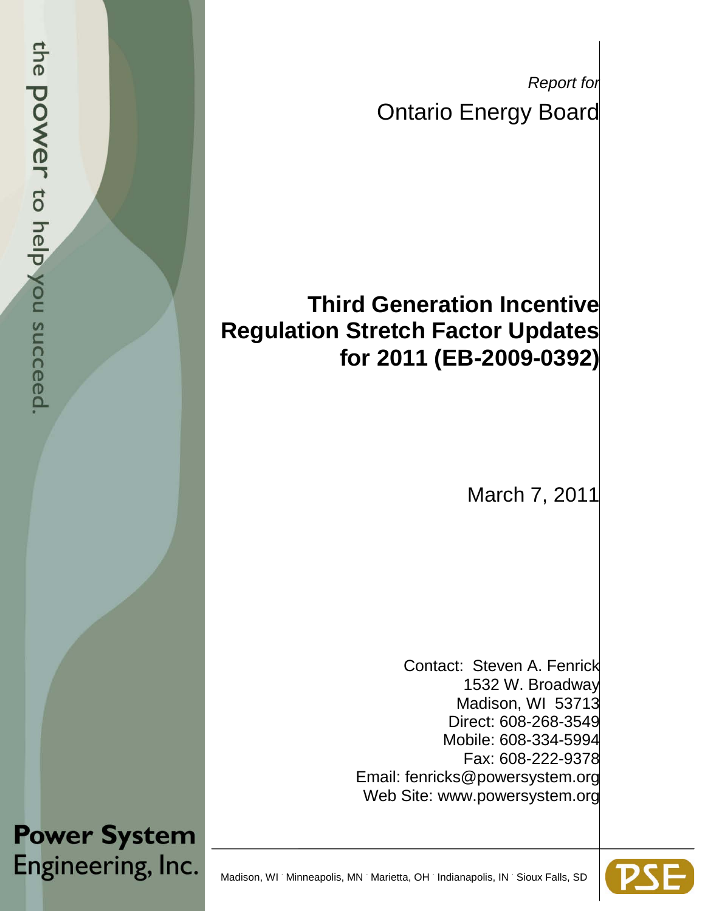*Report for*

Ontario Energy Board

# Third Generation Incentive Regulation Stretch Factor Updates for 2011 (EB-2009-0392)

March 7, 2011

Contact: Steven A. Fenrick
1532 W. Broadway
Madison, WI 53713
Direct: 608-268-3549
Mobile: 608-334-5994
Fax: 608-222-9378
Email: fenricks@powersystem.org
Web Site: www.powersystem.org

the power to help you succeed.

**Power System Engineering, Inc.**

Madison, WI · Minneapolis, MN · Marietta, OH · Indianapolis, IN · Sioux Falls, SD

PSE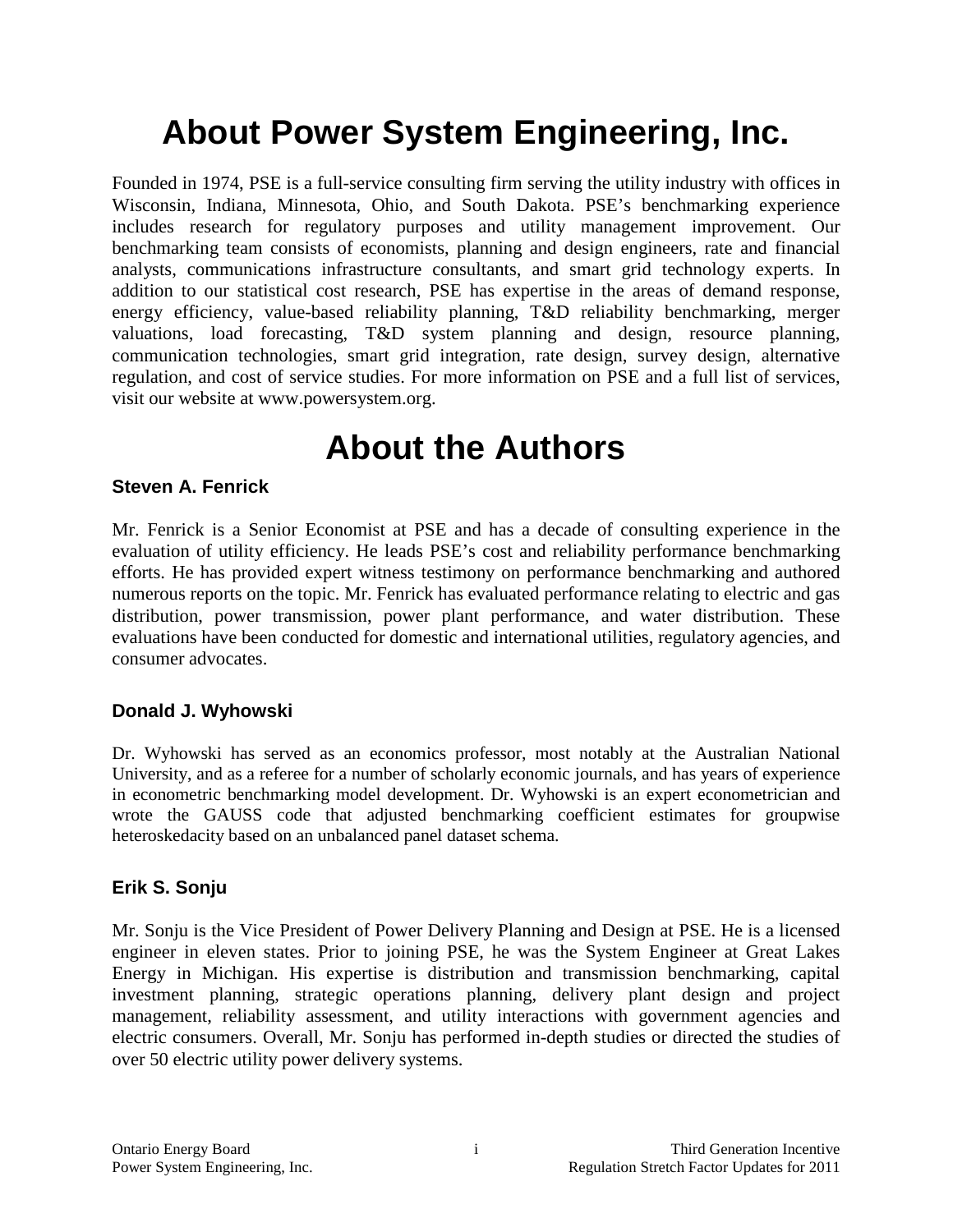# About Power System Engineering, Inc.

Founded in 1974, PSE is a full-service consulting firm serving the utility industry with offices in Wisconsin, Indiana, Minnesota, Ohio, and South Dakota. PSE's benchmarking experience includes research for regulatory purposes and utility management improvement. Our benchmarking team consists of economists, planning and design engineers, rate and financial analysts, communications infrastructure consultants, and smart grid technology experts. In addition to our statistical cost research, PSE has expertise in the areas of demand response, energy efficiency, value-based reliability planning, T&D reliability benchmarking, merger valuations, load forecasting, T&D system planning and design, resource planning, communication technologies, smart grid integration, rate design, survey design, alternative regulation, and cost of service studies. For more information on PSE and a full list of services, visit our website at www.powersystem.org.

# About the Authors

### Steven A. Fenrick

Mr. Fenrick is a Senior Economist at PSE and has a decade of consulting experience in the evaluation of utility efficiency. He leads PSE's cost and reliability performance benchmarking efforts. He has provided expert witness testimony on performance benchmarking and authored numerous reports on the topic. Mr. Fenrick has evaluated performance relating to electric and gas distribution, power transmission, power plant performance, and water distribution. These evaluations have been conducted for domestic and international utilities, regulatory agencies, and consumer advocates.

### Donald J. Wyhowski

Dr. Wyhowski has served as an economics professor, most notably at the Australian National University, and as a referee for a number of scholarly economic journals, and has years of experience in econometric benchmarking model development. Dr. Wyhowski is an expert econometrician and wrote the GAUSS code that adjusted benchmarking coefficient estimates for groupwise heteroskedacity based on an unbalanced panel dataset schema.

### Erik S. Sonju

Mr. Sonju is the Vice President of Power Delivery Planning and Design at PSE. He is a licensed engineer in eleven states. Prior to joining PSE, he was the System Engineer at Great Lakes Energy in Michigan. His expertise is distribution and transmission benchmarking, capital investment planning, strategic operations planning, delivery plant design and project management, reliability assessment, and utility interactions with government agencies and electric consumers. Overall, Mr. Sonju has performed in-depth studies or directed the studies of over 50 electric utility power delivery systems.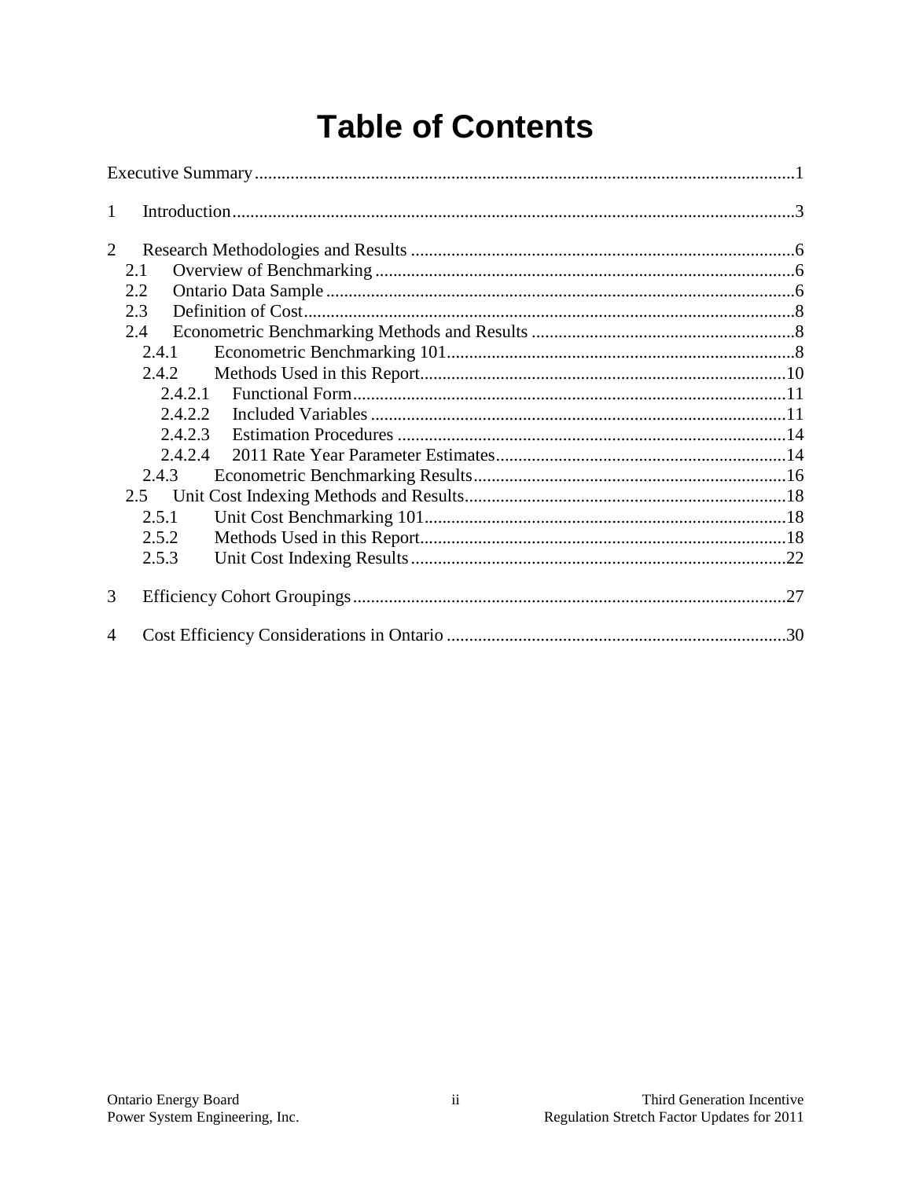# Table of Contents

Executive Summary ........................................................................................................................1

1 Introduction.............................................................................................................................3

2 Research Methodologies and Results .....................................................................................6
  - 2.1 Overview of Benchmarking .............................................................................................6
  - 2.2 Ontario Data Sample ........................................................................................................6
  - 2.3 Definition of Cost.............................................................................................................8
  - 2.4 Econometric Benchmarking Methods and Results ..........................................................8
    - 2.4.1 Econometric Benchmarking 101.............................................................................8
    - 2.4.2 Methods Used in this Report..................................................................................10
      - 2.4.2.1 Functional Form.................................................................................................11
      - 2.4.2.2 Included Variables .............................................................................................11
      - 2.4.2.3 Estimation Procedures .......................................................................................14
      - 2.4.2.4 2011 Rate Year Parameter Estimates.................................................................14
    - 2.4.3 Econometric Benchmarking Results......................................................................16
  - 2.5 Unit Cost Indexing Methods and Results.......................................................................18
    - 2.5.1 Unit Cost Benchmarking 101.................................................................................18
    - 2.5.2 Methods Used in this Report..................................................................................18
    - 2.5.3 Unit Cost Indexing Results ....................................................................................22

3 Efficiency Cohort Groupings................................................................................................27

4 Cost Efficiency Considerations in Ontario ...........................................................................30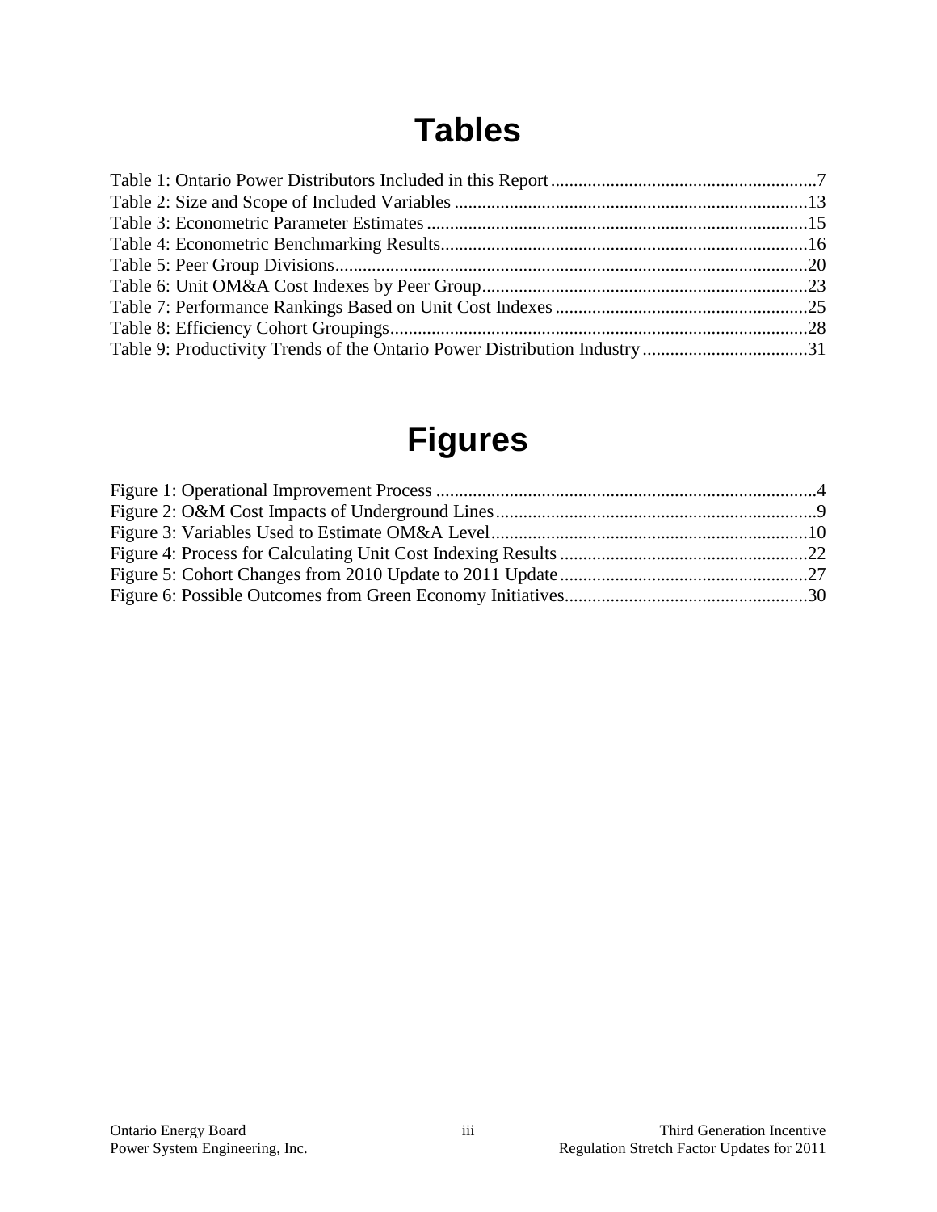# Tables

Table 1: Ontario Power Distributors Included in this Report ..........................................................7
Table 2: Size and Scope of Included Variables ............................................................................13
Table 3: Econometric Parameter Estimates ..................................................................................15
Table 4: Econometric Benchmarking Results...............................................................................16
Table 5: Peer Group Divisions......................................................................................................20
Table 6: Unit OM&A Cost Indexes by Peer Group.......................................................................23
Table 7: Performance Rankings Based on Unit Cost Indexes .......................................................25
Table 8: Efficiency Cohort Groupings..........................................................................................28
Table 9: Productivity Trends of the Ontario Power Distribution Industry ....................................31

# Figures

Figure 1: Operational Improvement Process ...................................................................................4
Figure 2: O&M Cost Impacts of Underground Lines.....................................................................9
Figure 3: Variables Used to Estimate OM&A Level....................................................................10
Figure 4: Process for Calculating Unit Cost Indexing Results ......................................................22
Figure 5: Cohort Changes from 2010 Update to 2011 Update ......................................................27
Figure 6: Possible Outcomes from Green Economy Initiatives.....................................................30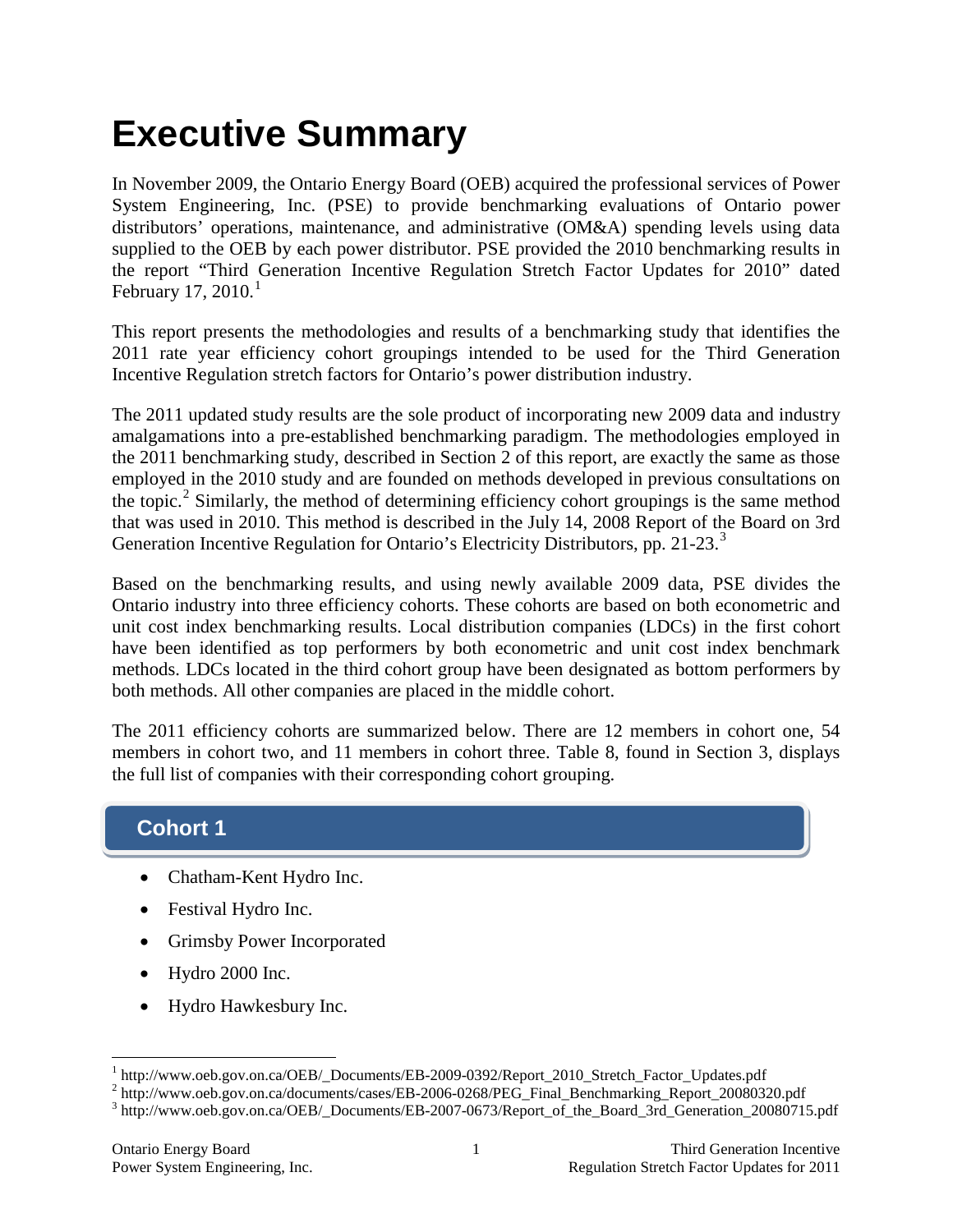# Executive Summary

In November 2009, the Ontario Energy Board (OEB) acquired the professional services of Power System Engineering, Inc. (PSE) to provide benchmarking evaluations of Ontario power distributors' operations, maintenance, and administrative (OM&A) spending levels using data supplied to the OEB by each power distributor. PSE provided the 2010 benchmarking results in the report "Third Generation Incentive Regulation Stretch Factor Updates for 2010" dated February 17, 2010.[1]

This report presents the methodologies and results of a benchmarking study that identifies the 2011 rate year efficiency cohort groupings intended to be used for the Third Generation Incentive Regulation stretch factors for Ontario's power distribution industry.

The 2011 updated study results are the sole product of incorporating new 2009 data and industry amalgamations into a pre-established benchmarking paradigm. The methodologies employed in the 2011 benchmarking study, described in Section 2 of this report, are exactly the same as those employed in the 2010 study and are founded on methods developed in previous consultations on the topic.[2] Similarly, the method of determining efficiency cohort groupings is the same method that was used in 2010. This method is described in the July 14, 2008 Report of the Board on 3rd Generation Incentive Regulation for Ontario's Electricity Distributors, pp. 21-23.[3]

Based on the benchmarking results, and using newly available 2009 data, PSE divides the Ontario industry into three efficiency cohorts. These cohorts are based on both econometric and unit cost index benchmarking results. Local distribution companies (LDCs) in the first cohort have been identified as top performers by both econometric and unit cost index benchmark methods. LDCs located in the third cohort group have been designated as bottom performers by both methods. All other companies are placed in the middle cohort.

The 2011 efficiency cohorts are summarized below. There are 12 members in cohort one, 54 members in cohort two, and 11 members in cohort three. Table 8, found in Section 3, displays the full list of companies with their corresponding cohort grouping.

## Cohort 1

- Chatham-Kent Hydro Inc.
- Festival Hydro Inc.
- Grimsby Power Incorporated
- Hydro 2000 Inc.
- Hydro Hawkesbury Inc.

[1] http://www.oeb.gov.on.ca/OEB/_Documents/EB-2009-0392/Report_2010_Stretch_Factor_Updates.pdf
[2] http://www.oeb.gov.on.ca/documents/cases/EB-2006-0268/PEG_Final_Benchmarking_Report_20080320.pdf
[3] http://www.oeb.gov.on.ca/OEB/_Documents/EB-2007-0673/Report_of_the_Board_3rd_Generation_20080715.pdf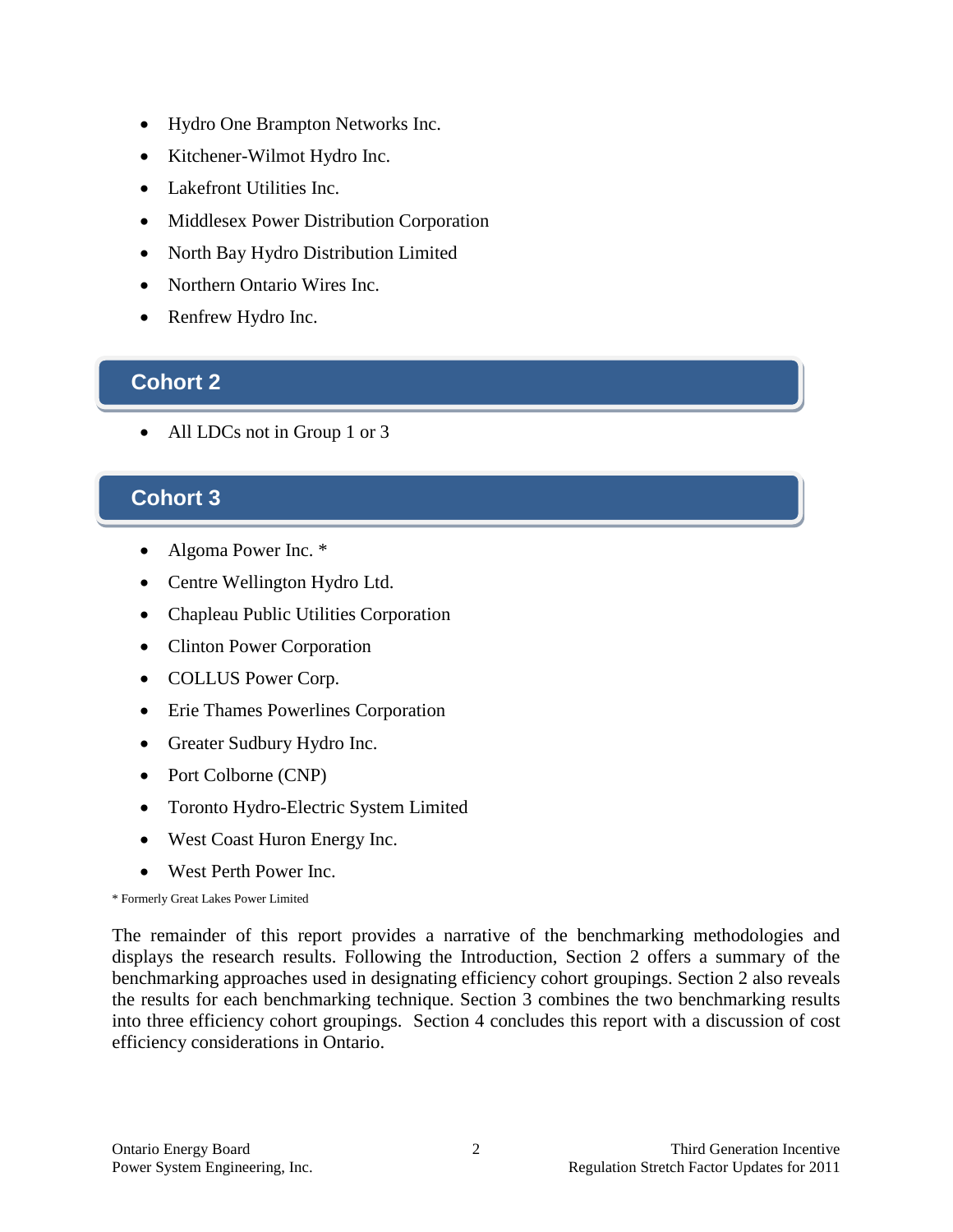- Hydro One Brampton Networks Inc.
- Kitchener-Wilmot Hydro Inc.
- Lakefront Utilities Inc.
- Middlesex Power Distribution Corporation
- North Bay Hydro Distribution Limited
- Northern Ontario Wires Inc.
- Renfrew Hydro Inc.

## Cohort 2

- All LDCs not in Group 1 or 3

## Cohort 3

- Algoma Power Inc. *
- Centre Wellington Hydro Ltd.
- Chapleau Public Utilities Corporation
- Clinton Power Corporation
- COLLUS Power Corp.
- Erie Thames Powerlines Corporation
- Greater Sudbury Hydro Inc.
- Port Colborne (CNP)
- Toronto Hydro-Electric System Limited
- West Coast Huron Energy Inc.
- West Perth Power Inc.

* Formerly Great Lakes Power Limited

The remainder of this report provides a narrative of the benchmarking methodologies and displays the research results. Following the Introduction, Section 2 offers a summary of the benchmarking approaches used in designating efficiency cohort groupings. Section 2 also reveals the results for each benchmarking technique. Section 3 combines the two benchmarking results into three efficiency cohort groupings. Section 4 concludes this report with a discussion of cost efficiency considerations in Ontario.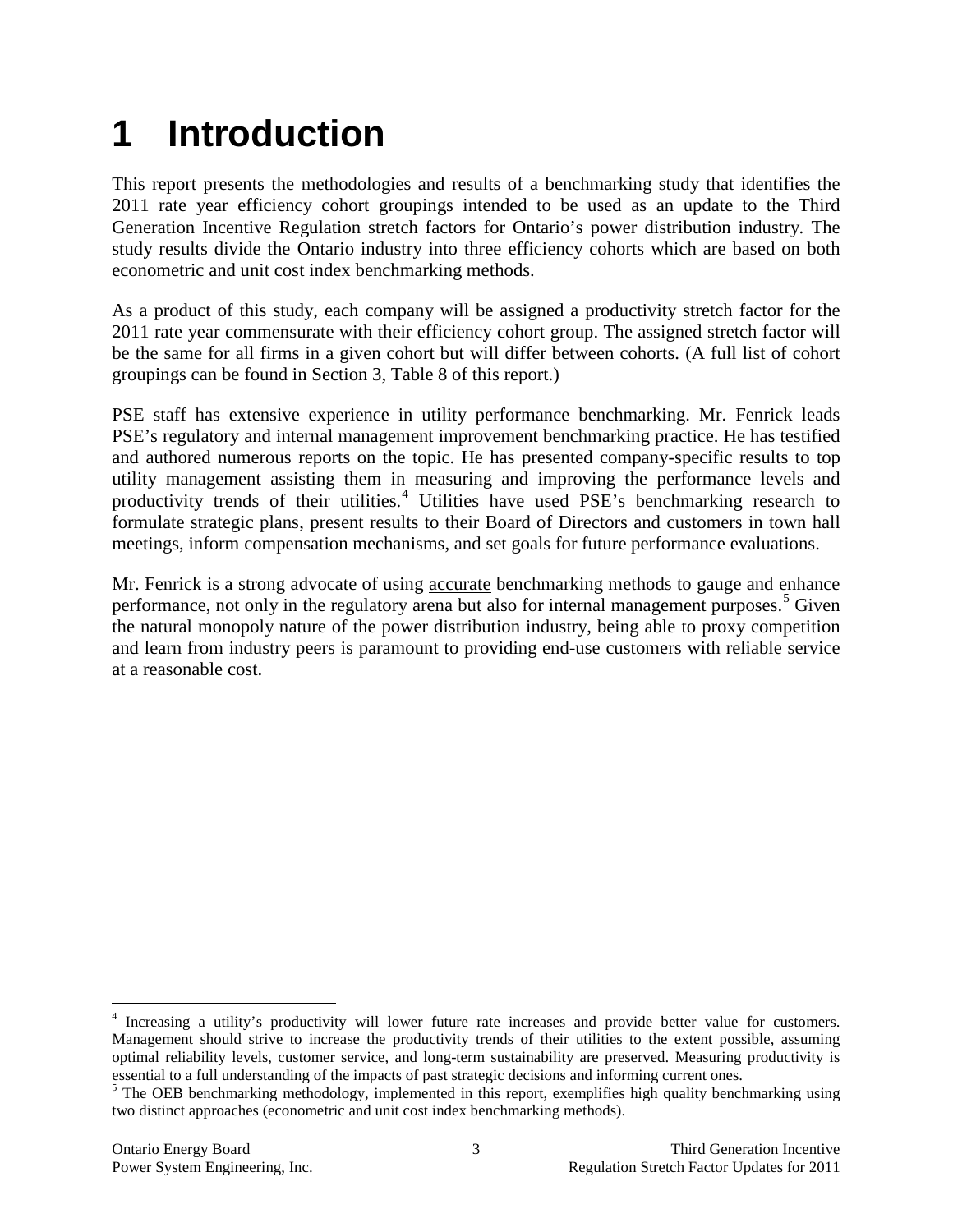# 1 Introduction

This report presents the methodologies and results of a benchmarking study that identifies the 2011 rate year efficiency cohort groupings intended to be used as an update to the Third Generation Incentive Regulation stretch factors for Ontario's power distribution industry. The study results divide the Ontario industry into three efficiency cohorts which are based on both econometric and unit cost index benchmarking methods.

As a product of this study, each company will be assigned a productivity stretch factor for the 2011 rate year commensurate with their efficiency cohort group. The assigned stretch factor will be the same for all firms in a given cohort but will differ between cohorts. (A full list of cohort groupings can be found in Section 3, Table 8 of this report.)

PSE staff has extensive experience in utility performance benchmarking. Mr. Fenrick leads PSE's regulatory and internal management improvement benchmarking practice. He has testified and authored numerous reports on the topic. He has presented company-specific results to top utility management assisting them in measuring and improving the performance levels and productivity trends of their utilities.[4] Utilities have used PSE's benchmarking research to formulate strategic plans, present results to their Board of Directors and customers in town hall meetings, inform compensation mechanisms, and set goals for future performance evaluations.

Mr. Fenrick is a strong advocate of using <u>accurate</u> benchmarking methods to gauge and enhance performance, not only in the regulatory arena but also for internal management purposes.[5] Given the natural monopoly nature of the power distribution industry, being able to proxy competition and learn from industry peers is paramount to providing end-use customers with reliable service at a reasonable cost.

---

[4] Increasing a utility's productivity will lower future rate increases and provide better value for customers. Management should strive to increase the productivity trends of their utilities to the extent possible, assuming optimal reliability levels, customer service, and long-term sustainability are preserved. Measuring productivity is essential to a full understanding of the impacts of past strategic decisions and informing current ones.

[5] The OEB benchmarking methodology, implemented in this report, exemplifies high quality benchmarking using two distinct approaches (econometric and unit cost index benchmarking methods).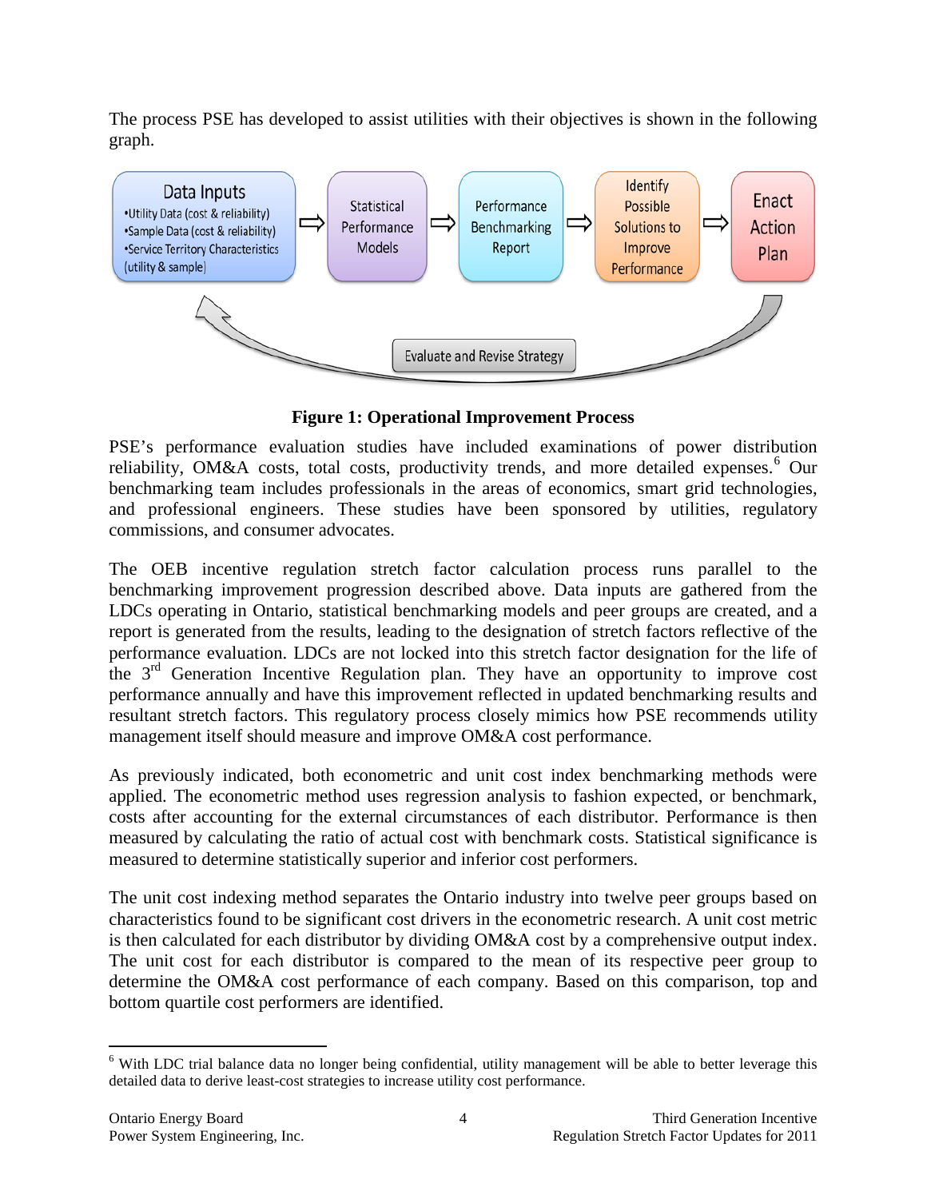The process PSE has developed to assist utilities with their objectives is shown in the following graph.

**Figure 1: Operational Improvement Process**

PSE's performance evaluation studies have included examinations of power distribution reliability, OM&A costs, total costs, productivity trends, and more detailed expenses.[6] Our benchmarking team includes professionals in the areas of economics, smart grid technologies, and professional engineers. These studies have been sponsored by utilities, regulatory commissions, and consumer advocates.

The OEB incentive regulation stretch factor calculation process runs parallel to the benchmarking improvement progression described above. Data inputs are gathered from the LDCs operating in Ontario, statistical benchmarking models and peer groups are created, and a report is generated from the results, leading to the designation of stretch factors reflective of the performance evaluation. LDCs are not locked into this stretch factor designation for the life of the 3rd Generation Incentive Regulation plan. They have an opportunity to improve cost performance annually and have this improvement reflected in updated benchmarking results and resultant stretch factors. This regulatory process closely mimics how PSE recommends utility management itself should measure and improve OM&A cost performance.

As previously indicated, both econometric and unit cost index benchmarking methods were applied. The econometric method uses regression analysis to fashion expected, or benchmark, costs after accounting for the external circumstances of each distributor. Performance is then measured by calculating the ratio of actual cost with benchmark costs. Statistical significance is measured to determine statistically superior and inferior cost performers.

The unit cost indexing method separates the Ontario industry into twelve peer groups based on characteristics found to be significant cost drivers in the econometric research. A unit cost metric is then calculated for each distributor by dividing OM&A cost by a comprehensive output index. The unit cost for each distributor is compared to the mean of its respective peer group to determine the OM&A cost performance of each company. Based on this comparison, top and bottom quartile cost performers are identified.

---

[6] With LDC trial balance data no longer being confidential, utility management will be able to better leverage this detailed data to derive least-cost strategies to increase utility cost performance.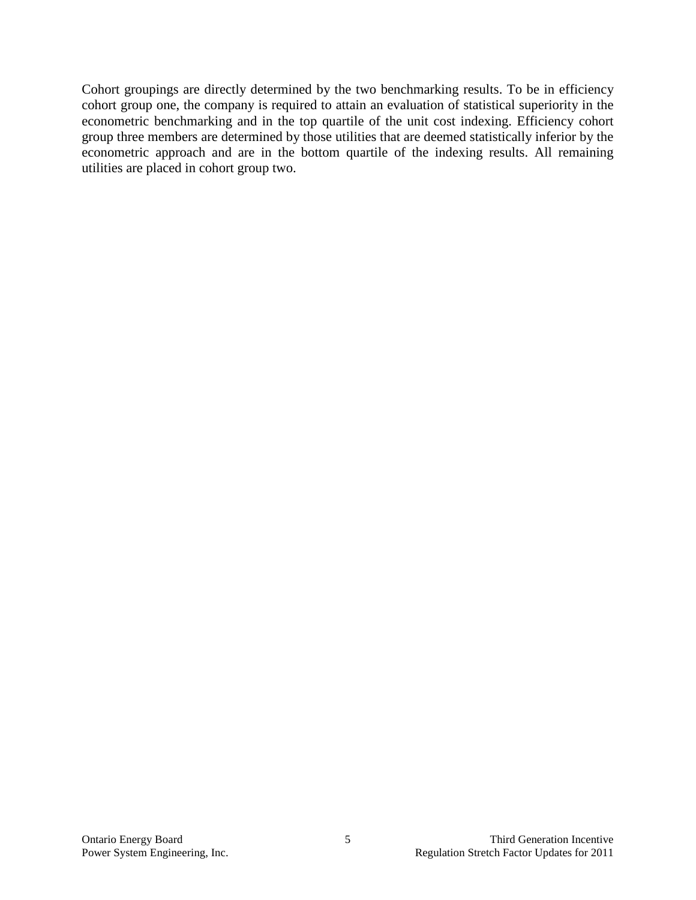Cohort groupings are directly determined by the two benchmarking results. To be in efficiency cohort group one, the company is required to attain an evaluation of statistical superiority in the econometric benchmarking and in the top quartile of the unit cost indexing. Efficiency cohort group three members are determined by those utilities that are deemed statistically inferior by the econometric approach and are in the bottom quartile of the indexing results. All remaining utilities are placed in cohort group two.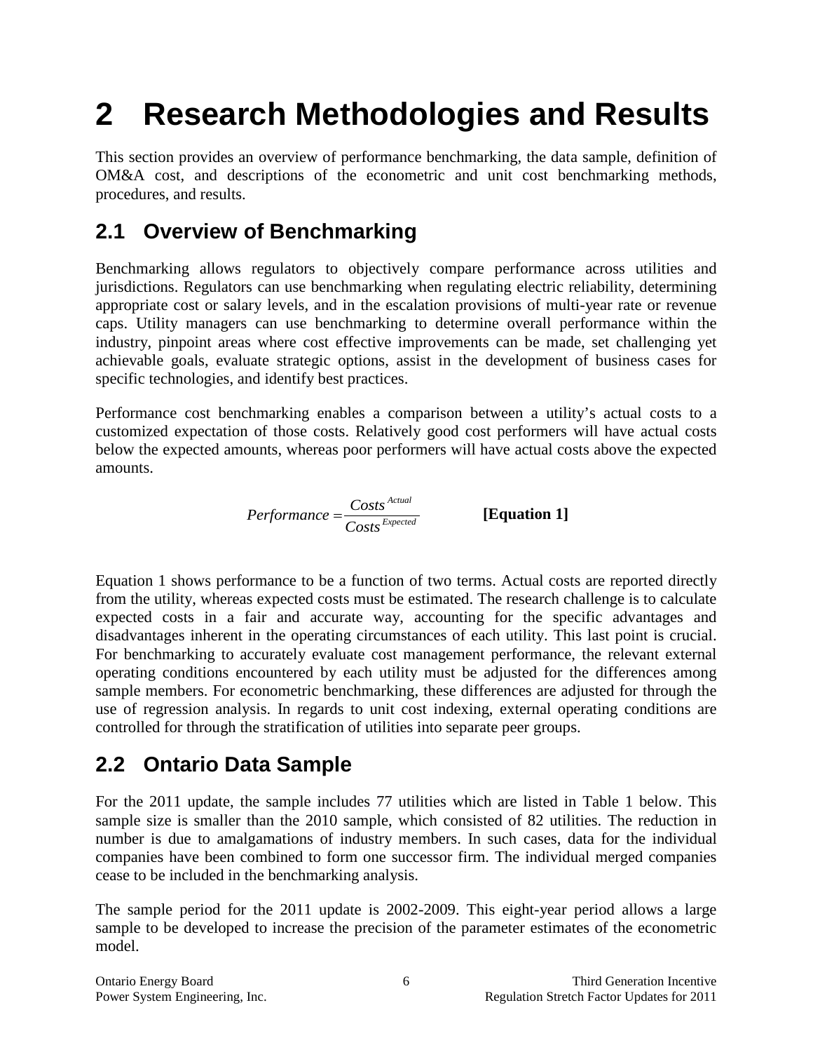# 2 Research Methodologies and Results

This section provides an overview of performance benchmarking, the data sample, definition of OM&A cost, and descriptions of the econometric and unit cost benchmarking methods, procedures, and results.

## 2.1 Overview of Benchmarking

Benchmarking allows regulators to objectively compare performance across utilities and jurisdictions. Regulators can use benchmarking when regulating electric reliability, determining appropriate cost or salary levels, and in the escalation provisions of multi-year rate or revenue caps. Utility managers can use benchmarking to determine overall performance within the industry, pinpoint areas where cost effective improvements can be made, set challenging yet achievable goals, evaluate strategic options, assist in the development of business cases for specific technologies, and identify best practices.

Performance cost benchmarking enables a comparison between a utility's actual costs to a customized expectation of those costs. Relatively good cost performers will have actual costs below the expected amounts, whereas poor performers will have actual costs above the expected amounts.

$$Performance = \frac{Costs^{Actual}}{Costs^{Expected}} \qquad \textbf{[Equation 1]}$$

Equation 1 shows performance to be a function of two terms. Actual costs are reported directly from the utility, whereas expected costs must be estimated. The research challenge is to calculate expected costs in a fair and accurate way, accounting for the specific advantages and disadvantages inherent in the operating circumstances of each utility. This last point is crucial. For benchmarking to accurately evaluate cost management performance, the relevant external operating conditions encountered by each utility must be adjusted for the differences among sample members. For econometric benchmarking, these differences are adjusted for through the use of regression analysis. In regards to unit cost indexing, external operating conditions are controlled for through the stratification of utilities into separate peer groups.

## 2.2 Ontario Data Sample

For the 2011 update, the sample includes 77 utilities which are listed in Table 1 below. This sample size is smaller than the 2010 sample, which consisted of 82 utilities. The reduction in number is due to amalgamations of industry members. In such cases, data for the individual companies have been combined to form one successor firm. The individual merged companies cease to be included in the benchmarking analysis.

The sample period for the 2011 update is 2002-2009. This eight-year period allows a large sample to be developed to increase the precision of the parameter estimates of the econometric model.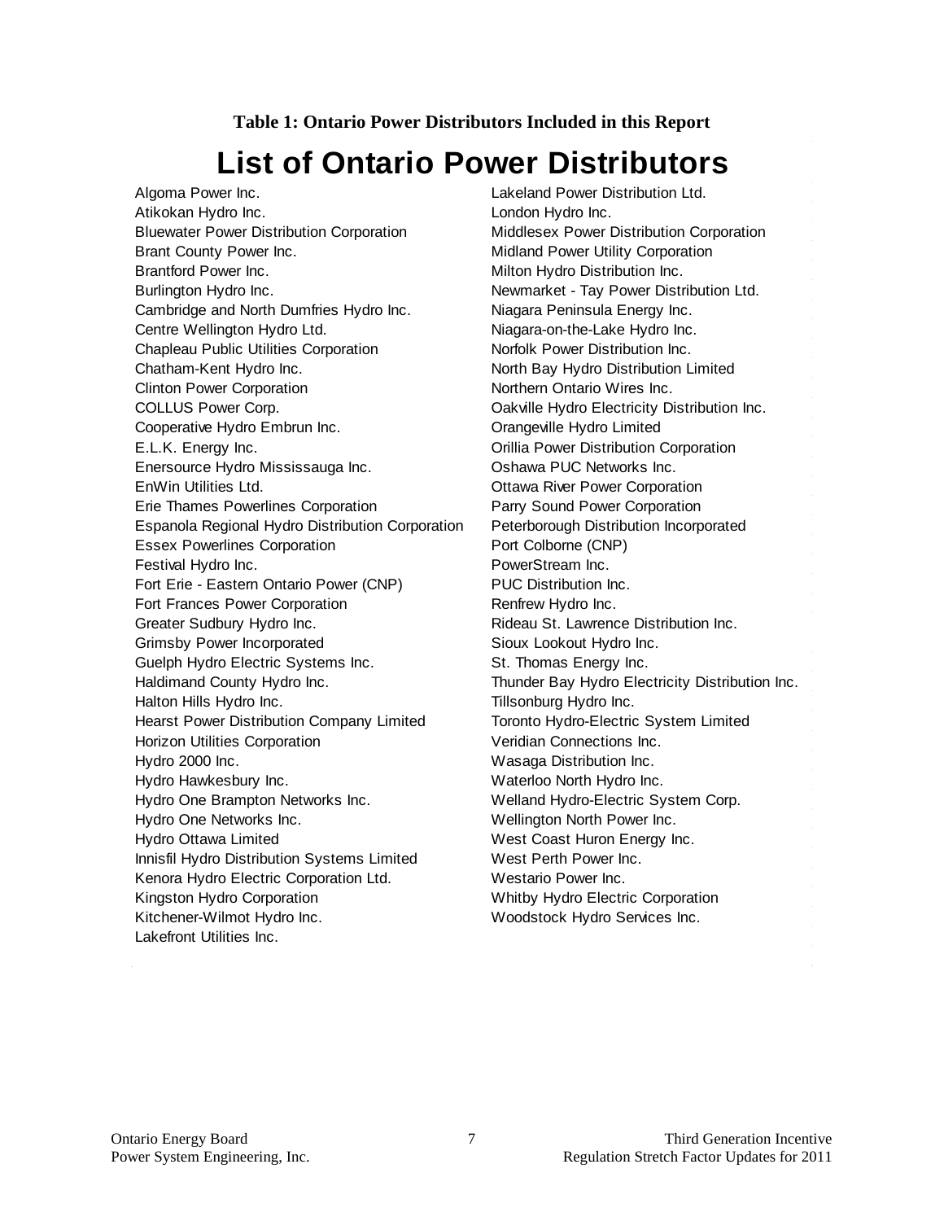**Table 1: Ontario Power Distributors Included in this Report**

# List of Ontario Power Distributors

- Algoma Power Inc.
- Atikokan Hydro Inc.
- Bluewater Power Distribution Corporation
- Brant County Power Inc.
- Brantford Power Inc.
- Burlington Hydro Inc.
- Cambridge and North Dumfries Hydro Inc.
- Centre Wellington Hydro Ltd.
- Chapleau Public Utilities Corporation
- Chatham-Kent Hydro Inc.
- Clinton Power Corporation
- COLLUS Power Corp.
- Cooperative Hydro Embrun Inc.
- E.L.K. Energy Inc.
- Enersource Hydro Mississauga Inc.
- EnWin Utilities Ltd.
- Erie Thames Powerlines Corporation
- Espanola Regional Hydro Distribution Corporation
- Essex Powerlines Corporation
- Festival Hydro Inc.
- Fort Erie - Eastern Ontario Power (CNP)
- Fort Frances Power Corporation
- Greater Sudbury Hydro Inc.
- Grimsby Power Incorporated
- Guelph Hydro Electric Systems Inc.
- Haldimand County Hydro Inc.
- Halton Hills Hydro Inc.
- Hearst Power Distribution Company Limited
- Horizon Utilities Corporation
- Hydro 2000 Inc.
- Hydro Hawkesbury Inc.
- Hydro One Brampton Networks Inc.
- Hydro One Networks Inc.
- Hydro Ottawa Limited
- Innisfil Hydro Distribution Systems Limited
- Kenora Hydro Electric Corporation Ltd.
- Kingston Hydro Corporation
- Kitchener-Wilmot Hydro Inc.
- Lakefront Utilities Inc.
- Lakeland Power Distribution Ltd.
- London Hydro Inc.
- Middlesex Power Distribution Corporation
- Midland Power Utility Corporation
- Milton Hydro Distribution Inc.
- Newmarket - Tay Power Distribution Ltd.
- Niagara Peninsula Energy Inc.
- Niagara-on-the-Lake Hydro Inc.
- Norfolk Power Distribution Inc.
- North Bay Hydro Distribution Limited
- Northern Ontario Wires Inc.
- Oakville Hydro Electricity Distribution Inc.
- Orangeville Hydro Limited
- Orillia Power Distribution Corporation
- Oshawa PUC Networks Inc.
- Ottawa River Power Corporation
- Parry Sound Power Corporation
- Peterborough Distribution Incorporated
- Port Colborne (CNP)
- PowerStream Inc.
- PUC Distribution Inc.
- Renfrew Hydro Inc.
- Rideau St. Lawrence Distribution Inc.
- Sioux Lookout Hydro Inc.
- St. Thomas Energy Inc.
- Thunder Bay Hydro Electricity Distribution Inc.
- Tillsonburg Hydro Inc.
- Toronto Hydro-Electric System Limited
- Veridian Connections Inc.
- Wasaga Distribution Inc.
- Waterloo North Hydro Inc.
- Welland Hydro-Electric System Corp.
- Wellington North Power Inc.
- West Coast Huron Energy Inc.
- West Perth Power Inc.
- Westario Power Inc.
- Whitby Hydro Electric Corporation
- Woodstock Hydro Services Inc.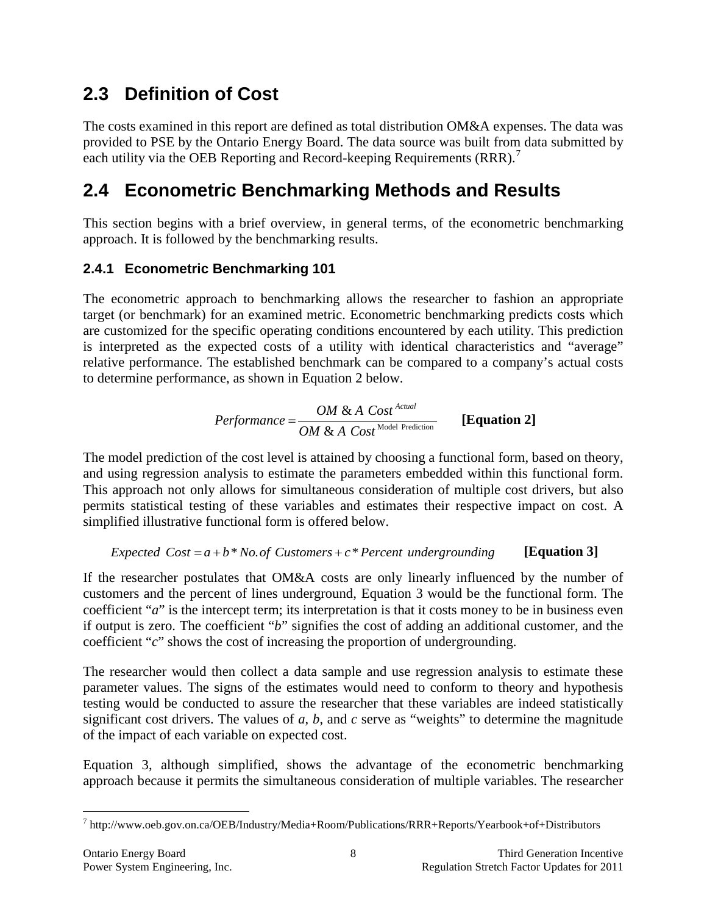## 2.3 Definition of Cost

The costs examined in this report are defined as total distribution OM&A expenses. The data was provided to PSE by the Ontario Energy Board. The data source was built from data submitted by each utility via the OEB Reporting and Record-keeping Requirements (RRR).[7]

## 2.4 Econometric Benchmarking Methods and Results

This section begins with a brief overview, in general terms, of the econometric benchmarking approach. It is followed by the benchmarking results.

### 2.4.1 Econometric Benchmarking 101

The econometric approach to benchmarking allows the researcher to fashion an appropriate target (or benchmark) for an examined metric. Econometric benchmarking predicts costs which are customized for the specific operating conditions encountered by each utility. This prediction is interpreted as the expected costs of a utility with identical characteristics and "average" relative performance. The established benchmark can be compared to a company's actual costs to determine performance, as shown in Equation 2 below.

$$Performance = \frac{OM\ \&\ A\ Cost^{Actual}}{OM\ \&\ A\ Cost^{\text{Model Prediction}}} \qquad \textbf{[Equation 2]}$$

The model prediction of the cost level is attained by choosing a functional form, based on theory, and using regression analysis to estimate the parameters embedded within this functional form. This approach not only allows for simultaneous consideration of multiple cost drivers, but also permits statistical testing of these variables and estimates their respective impact on cost. A simplified illustrative functional form is offered below.

$$Expected\ Cost = a + b * No.of\ Customers + c * Percent\ undergrounding \qquad \textbf{[Equation 3]}$$

If the researcher postulates that OM&A costs are only linearly influenced by the number of customers and the percent of lines underground, Equation 3 would be the functional form. The coefficient "*a*" is the intercept term; its interpretation is that it costs money to be in business even if output is zero. The coefficient "*b*" signifies the cost of adding an additional customer, and the coefficient "*c*" shows the cost of increasing the proportion of undergrounding.

The researcher would then collect a data sample and use regression analysis to estimate these parameter values. The signs of the estimates would need to conform to theory and hypothesis testing would be conducted to assure the researcher that these variables are indeed statistically significant cost drivers. The values of *a*, *b*, and *c* serve as "weights" to determine the magnitude of the impact of each variable on expected cost.

Equation 3, although simplified, shows the advantage of the econometric benchmarking approach because it permits the simultaneous consideration of multiple variables. The researcher

[7] http://www.oeb.gov.on.ca/OEB/Industry/Media+Room/Publications/RRR+Reports/Yearbook+of+Distributors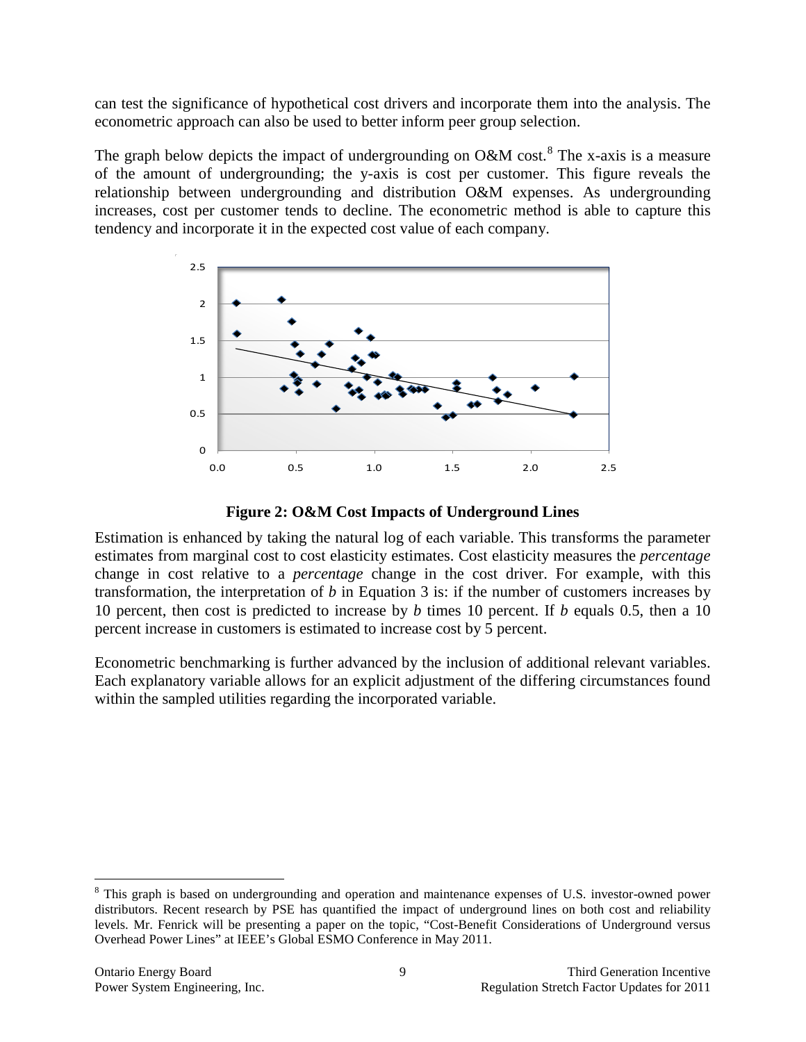can test the significance of hypothetical cost drivers and incorporate them into the analysis. The econometric approach can also be used to better inform peer group selection.

The graph below depicts the impact of undergrounding on O&M cost.[8] The x-axis is a measure of the amount of undergrounding; the y-axis is cost per customer. This figure reveals the relationship between undergrounding and distribution O&M expenses. As undergrounding increases, cost per customer tends to decline. The econometric method is able to capture this tendency and incorporate it in the expected cost value of each company.

**Figure 2: O&M Cost Impacts of Underground Lines**

Estimation is enhanced by taking the natural log of each variable. This transforms the parameter estimates from marginal cost to cost elasticity estimates. Cost elasticity measures the *percentage* change in cost relative to a *percentage* change in the cost driver. For example, with this transformation, the interpretation of $b$ in Equation 3 is: if the number of customers increases by 10 percent, then cost is predicted to increase by $b$ times 10 percent. If $b$ equals 0.5, then a 10 percent increase in customers is estimated to increase cost by 5 percent.

Econometric benchmarking is further advanced by the inclusion of additional relevant variables. Each explanatory variable allows for an explicit adjustment of the differing circumstances found within the sampled utilities regarding the incorporated variable.

[8] This graph is based on undergrounding and operation and maintenance expenses of U.S. investor-owned power distributors. Recent research by PSE has quantified the impact of underground lines on both cost and reliability levels. Mr. Fenrick will be presenting a paper on the topic, "Cost-Benefit Considerations of Underground versus Overhead Power Lines" at IEEE's Global ESMO Conference in May 2011.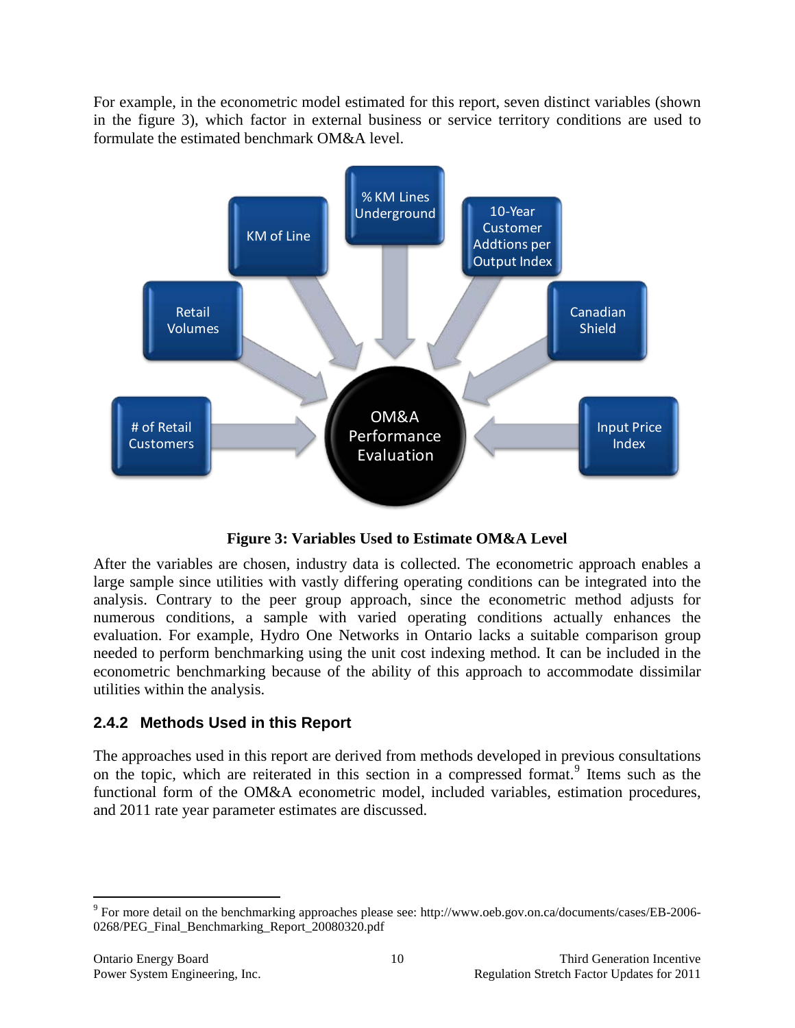For example, in the econometric model estimated for this report, seven distinct variables (shown in the figure 3), which factor in external business or service territory conditions are used to formulate the estimated benchmark OM&A level.

**Figure 3: Variables Used to Estimate OM&A Level**

After the variables are chosen, industry data is collected. The econometric approach enables a large sample since utilities with vastly differing operating conditions can be integrated into the analysis. Contrary to the peer group approach, since the econometric method adjusts for numerous conditions, a sample with varied operating conditions actually enhances the evaluation. For example, Hydro One Networks in Ontario lacks a suitable comparison group needed to perform benchmarking using the unit cost indexing method. It can be included in the econometric benchmarking because of the ability of this approach to accommodate dissimilar utilities within the analysis.

### 2.4.2 Methods Used in this Report

The approaches used in this report are derived from methods developed in previous consultations on the topic, which are reiterated in this section in a compressed format.[9] Items such as the functional form of the OM&A econometric model, included variables, estimation procedures, and 2011 rate year parameter estimates are discussed.

---

[9] For more detail on the benchmarking approaches please see: http://www.oeb.gov.on.ca/documents/cases/EB-2006-0268/PEG_Final_Benchmarking_Report_20080320.pdf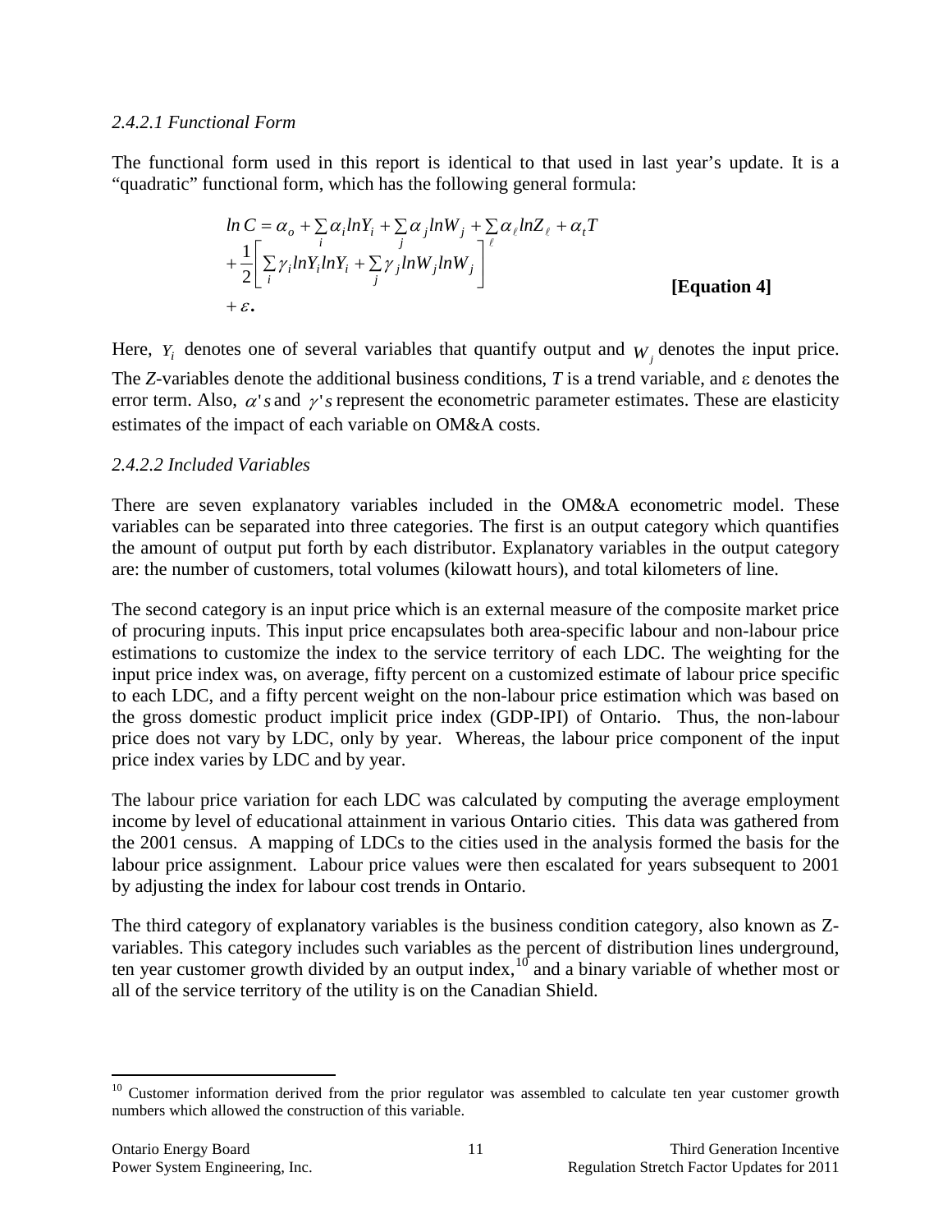*2.4.2.1 Functional Form*

The functional form used in this report is identical to that used in last year's update. It is a "quadratic" functional form, which has the following general formula:

$$
\begin{aligned}
\ln C &= \alpha_o + \sum_i \alpha_i \ln Y_i + \sum_j \alpha_j \ln W_j + \sum_\ell \alpha_\ell \ln Z_\ell + \alpha_t T \\
&+ \frac{1}{2}\left[ \sum_i \gamma_i \ln Y_i \ln Y_i + \sum_j \gamma_j \ln W_j \ln W_j \right] \\
&+ \varepsilon.
\end{aligned}
\qquad \textbf{[Equation 4]}
$$

Here, $Y_i$ denotes one of several variables that quantify output and $W_j$ denotes the input price. The *Z*-variables denote the additional business conditions, *T* is a trend variable, and $\varepsilon$ denotes the error term. Also, $\alpha$'s and $\gamma$'s represent the econometric parameter estimates. These are elasticity estimates of the impact of each variable on OM&A costs.

*2.4.2.2 Included Variables*

There are seven explanatory variables included in the OM&A econometric model. These variables can be separated into three categories. The first is an output category which quantifies the amount of output put forth by each distributor. Explanatory variables in the output category are: the number of customers, total volumes (kilowatt hours), and total kilometers of line.

The second category is an input price which is an external measure of the composite market price of procuring inputs. This input price encapsulates both area-specific labour and non-labour price estimations to customize the index to the service territory of each LDC. The weighting for the input price index was, on average, fifty percent on a customized estimate of labour price specific to each LDC, and a fifty percent weight on the non-labour price estimation which was based on the gross domestic product implicit price index (GDP-IPI) of Ontario. Thus, the non-labour price does not vary by LDC, only by year. Whereas, the labour price component of the input price index varies by LDC and by year.

The labour price variation for each LDC was calculated by computing the average employment income by level of educational attainment in various Ontario cities. This data was gathered from the 2001 census. A mapping of LDCs to the cities used in the analysis formed the basis for the labour price assignment. Labour price values were then escalated for years subsequent to 2001 by adjusting the index for labour cost trends in Ontario.

The third category of explanatory variables is the business condition category, also known as Z-variables. This category includes such variables as the percent of distribution lines underground, ten year customer growth divided by an output index,[10] and a binary variable of whether most or all of the service territory of the utility is on the Canadian Shield.

[10] Customer information derived from the prior regulator was assembled to calculate ten year customer growth numbers which allowed the construction of this variable.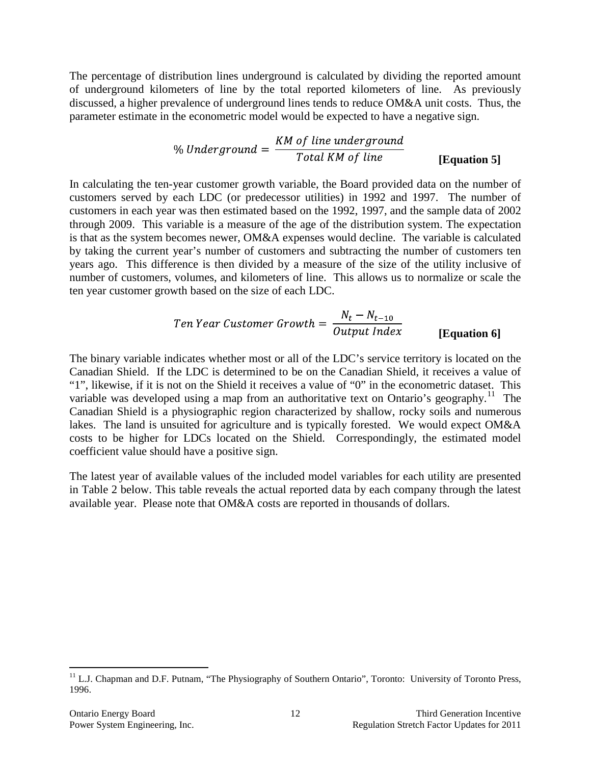The percentage of distribution lines underground is calculated by dividing the reported amount of underground kilometers of line by the total reported kilometers of line. As previously discussed, a higher prevalence of underground lines tends to reduce OM&A unit costs. Thus, the parameter estimate in the econometric model would be expected to have a negative sign.

$$\% \, Underground = \frac{KM \; of \; line \; underground}{Total \; KM \; of \; line} \qquad \textbf{[Equation 5]}$$

In calculating the ten-year customer growth variable, the Board provided data on the number of customers served by each LDC (or predecessor utilities) in 1992 and 1997. The number of customers in each year was then estimated based on the 1992, 1997, and the sample data of 2002 through 2009. This variable is a measure of the age of the distribution system. The expectation is that as the system becomes newer, OM&A expenses would decline. The variable is calculated by taking the current year's number of customers and subtracting the number of customers ten years ago. This difference is then divided by a measure of the size of the utility inclusive of number of customers, volumes, and kilometers of line. This allows us to normalize or scale the ten year customer growth based on the size of each LDC.

$$Ten \; Year \; Customer \; Growth = \frac{N_t - N_{t-10}}{Output \; Index} \qquad \textbf{[Equation 6]}$$

The binary variable indicates whether most or all of the LDC's service territory is located on the Canadian Shield. If the LDC is determined to be on the Canadian Shield, it receives a value of "1", likewise, if it is not on the Shield it receives a value of "0" in the econometric dataset. This variable was developed using a map from an authoritative text on Ontario's geography.[11] The Canadian Shield is a physiographic region characterized by shallow, rocky soils and numerous lakes. The land is unsuited for agriculture and is typically forested. We would expect OM&A costs to be higher for LDCs located on the Shield. Correspondingly, the estimated model coefficient value should have a positive sign.

The latest year of available values of the included model variables for each utility are presented in Table 2 below. This table reveals the actual reported data by each company through the latest available year. Please note that OM&A costs are reported in thousands of dollars.

[11] L.J. Chapman and D.F. Putnam, "The Physiography of Southern Ontario", Toronto: University of Toronto Press, 1996.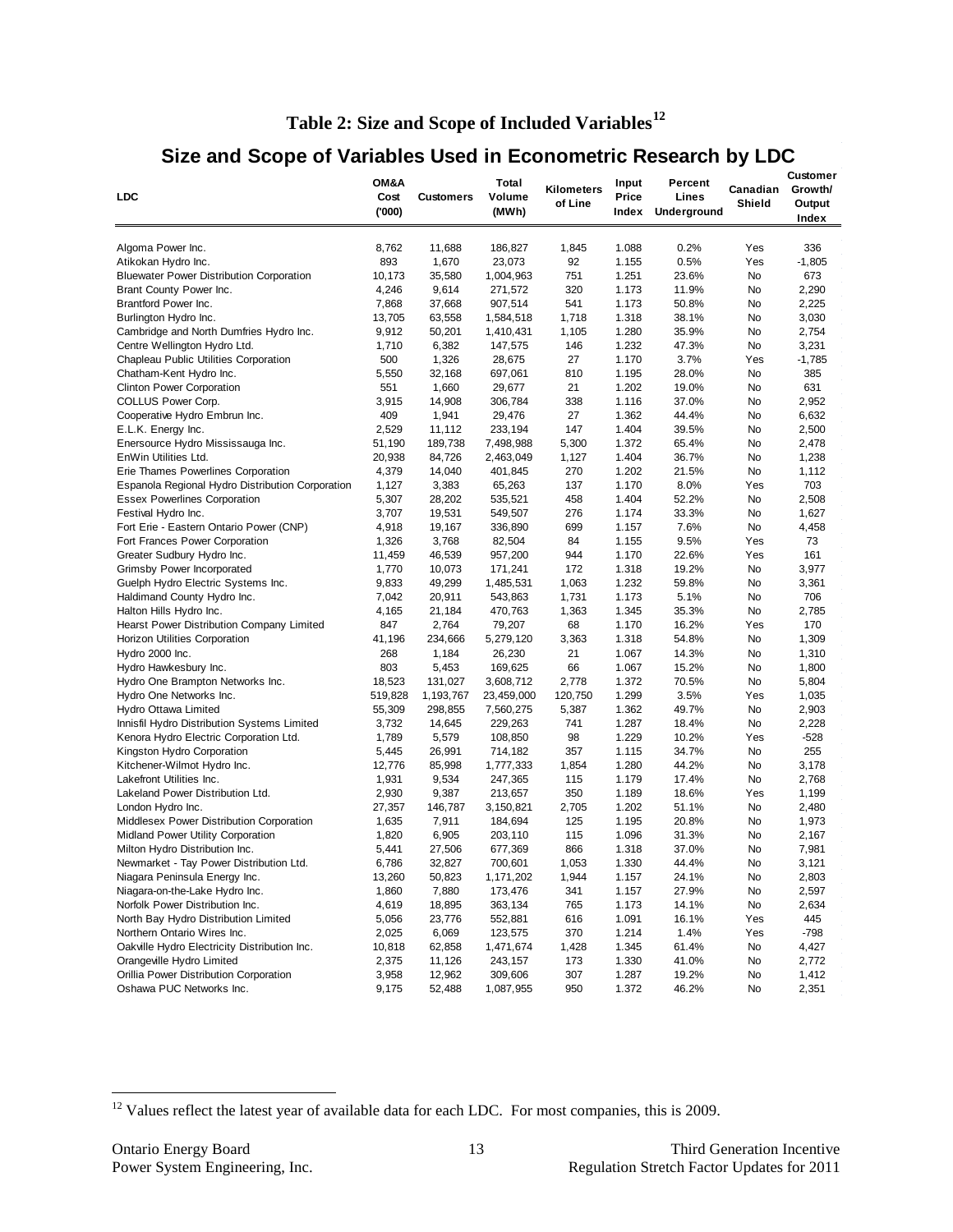# Table 2: Size and Scope of Included Variables[12]

## Size and Scope of Variables Used in Econometric Research by LDC

| LDC | OM&A Cost ('000) | Customers | Total Volume (MWh) | Kilometers of Line | Input Price Index | Percent Lines Underground | Canadian Shield | Customer Growth/ Output Index |
|---|---|---|---|---|---|---|---|---|
| Algoma Power Inc. | 8,762 | 11,688 | 186,827 | 1,845 | 1.088 | 0.2% | Yes | 336 |
| Atikokan Hydro Inc. | 893 | 1,670 | 23,073 | 92 | 1.155 | 0.5% | Yes | -1,805 |
| Bluewater Power Distribution Corporation | 10,173 | 35,580 | 1,004,963 | 751 | 1.251 | 23.6% | No | 673 |
| Brant County Power Inc. | 4,246 | 9,614 | 271,572 | 320 | 1.173 | 11.9% | No | 2,290 |
| Brantford Power Inc. | 7,868 | 37,668 | 907,514 | 541 | 1.173 | 50.8% | No | 2,225 |
| Burlington Hydro Inc. | 13,705 | 63,558 | 1,584,518 | 1,718 | 1.318 | 38.1% | No | 3,030 |
| Cambridge and North Dumfries Hydro Inc. | 9,912 | 50,201 | 1,410,431 | 1,105 | 1.280 | 35.9% | No | 2,754 |
| Centre Wellington Hydro Ltd. | 1,710 | 6,382 | 147,575 | 146 | 1.232 | 47.3% | No | 3,231 |
| Chapleau Public Utilities Corporation | 500 | 1,326 | 28,675 | 27 | 1.170 | 3.7% | Yes | -1,785 |
| Chatham-Kent Hydro Inc. | 5,550 | 32,168 | 697,061 | 810 | 1.195 | 28.0% | No | 385 |
| Clinton Power Corporation | 551 | 1,660 | 29,677 | 21 | 1.202 | 19.0% | No | 631 |
| COLLUS Power Corp. | 3,915 | 14,908 | 306,784 | 338 | 1.116 | 37.0% | No | 2,952 |
| Cooperative Hydro Embrun Inc. | 409 | 1,941 | 29,476 | 27 | 1.362 | 44.4% | No | 6,632 |
| E.L.K. Energy Inc. | 2,529 | 11,112 | 233,194 | 147 | 1.404 | 39.5% | No | 2,500 |
| Enersource Hydro Mississauga Inc. | 51,190 | 189,738 | 7,498,988 | 5,300 | 1.372 | 65.4% | No | 2,478 |
| EnWin Utilities Ltd. | 20,938 | 84,726 | 2,463,049 | 1,127 | 1.404 | 36.7% | No | 1,238 |
| Erie Thames Powerlines Corporation | 4,379 | 14,040 | 401,845 | 270 | 1.202 | 21.5% | No | 1,112 |
| Espanola Regional Hydro Distribution Corporation | 1,127 | 3,383 | 65,263 | 137 | 1.170 | 8.0% | Yes | 703 |
| Essex Powerlines Corporation | 5,307 | 28,202 | 535,521 | 458 | 1.404 | 52.2% | No | 2,508 |
| Festival Hydro Inc. | 3,707 | 19,531 | 549,507 | 276 | 1.174 | 33.3% | No | 1,627 |
| Fort Erie - Eastern Ontario Power (CNP) | 4,918 | 19,167 | 336,890 | 699 | 1.157 | 7.6% | No | 4,458 |
| Fort Frances Power Corporation | 1,326 | 3,768 | 82,504 | 84 | 1.155 | 9.5% | Yes | 73 |
| Greater Sudbury Hydro Inc. | 11,459 | 46,539 | 957,200 | 944 | 1.170 | 22.6% | Yes | 161 |
| Grimsby Power Incorporated | 1,770 | 10,073 | 171,241 | 172 | 1.318 | 19.2% | No | 3,977 |
| Guelph Hydro Electric Systems Inc. | 9,833 | 49,299 | 1,485,531 | 1,063 | 1.232 | 59.8% | No | 3,361 |
| Haldimand County Hydro Inc. | 7,042 | 20,911 | 543,863 | 1,731 | 1.173 | 5.1% | No | 706 |
| Halton Hills Hydro Inc. | 4,165 | 21,184 | 470,763 | 1,363 | 1.345 | 35.3% | No | 2,785 |
| Hearst Power Distribution Company Limited | 847 | 2,764 | 79,207 | 68 | 1.170 | 16.2% | Yes | 170 |
| Horizon Utilities Corporation | 41,196 | 234,666 | 5,279,120 | 3,363 | 1.318 | 54.8% | No | 1,309 |
| Hydro 2000 Inc. | 268 | 1,184 | 26,230 | 21 | 1.067 | 14.3% | No | 1,310 |
| Hydro Hawkesbury Inc. | 803 | 5,453 | 169,625 | 66 | 1.067 | 15.2% | No | 1,800 |
| Hydro One Brampton Networks Inc. | 18,523 | 131,027 | 3,608,712 | 2,778 | 1.372 | 70.5% | No | 5,804 |
| Hydro One Networks Inc. | 519,828 | 1,193,767 | 23,459,000 | 120,750 | 1.299 | 3.5% | Yes | 1,035 |
| Hydro Ottawa Limited | 55,309 | 298,855 | 7,560,275 | 5,387 | 1.362 | 49.7% | No | 2,903 |
| Innisfil Hydro Distribution Systems Limited | 3,732 | 14,645 | 229,263 | 741 | 1.287 | 18.4% | No | 2,228 |
| Kenora Hydro Electric Corporation Ltd. | 1,789 | 5,579 | 108,850 | 98 | 1.229 | 10.2% | Yes | -528 |
| Kingston Hydro Corporation | 5,445 | 26,991 | 714,182 | 357 | 1.115 | 34.7% | No | 255 |
| Kitchener-Wilmot Hydro Inc. | 12,776 | 85,998 | 1,777,333 | 1,854 | 1.280 | 44.2% | No | 3,178 |
| Lakefront Utilities Inc. | 1,931 | 9,534 | 247,365 | 115 | 1.179 | 17.4% | No | 2,768 |
| Lakeland Power Distribution Ltd. | 2,930 | 9,387 | 213,657 | 350 | 1.189 | 18.6% | Yes | 1,199 |
| London Hydro Inc. | 27,357 | 146,787 | 3,150,821 | 2,705 | 1.202 | 51.1% | No | 2,480 |
| Middlesex Power Distribution Corporation | 1,635 | 7,911 | 184,694 | 125 | 1.195 | 20.8% | No | 1,973 |
| Midland Power Utility Corporation | 1,820 | 6,905 | 203,110 | 115 | 1.096 | 31.3% | No | 2,167 |
| Milton Hydro Distribution Inc. | 5,441 | 27,506 | 677,369 | 866 | 1.318 | 37.0% | No | 7,981 |
| Newmarket - Tay Power Distribution Ltd. | 6,786 | 32,827 | 700,601 | 1,053 | 1.330 | 44.4% | No | 3,121 |
| Niagara Peninsula Energy Inc. | 13,260 | 50,823 | 1,171,202 | 1,944 | 1.157 | 24.1% | No | 2,803 |
| Niagara-on-the-Lake Hydro Inc. | 1,860 | 7,880 | 173,476 | 341 | 1.157 | 27.9% | No | 2,597 |
| Norfolk Power Distribution Inc. | 4,619 | 18,895 | 363,134 | 765 | 1.173 | 14.1% | No | 2,634 |
| North Bay Hydro Distribution Limited | 5,056 | 23,776 | 552,881 | 616 | 1.091 | 16.1% | Yes | 445 |
| Northern Ontario Wires Inc. | 2,025 | 6,069 | 123,575 | 370 | 1.214 | 1.4% | Yes | -798 |
| Oakville Hydro Electricity Distribution Inc. | 10,818 | 62,858 | 1,471,674 | 1,428 | 1.345 | 61.4% | No | 4,427 |
| Orangeville Hydro Limited | 2,375 | 11,126 | 243,157 | 173 | 1.330 | 41.0% | No | 2,772 |
| Orillia Power Distribution Corporation | 3,958 | 12,962 | 309,606 | 307 | 1.287 | 19.2% | No | 1,412 |
| Oshawa PUC Networks Inc. | 9,175 | 52,488 | 1,087,955 | 950 | 1.372 | 46.2% | No | 2,351 |

[12] Values reflect the latest year of available data for each LDC. For most companies, this is 2009.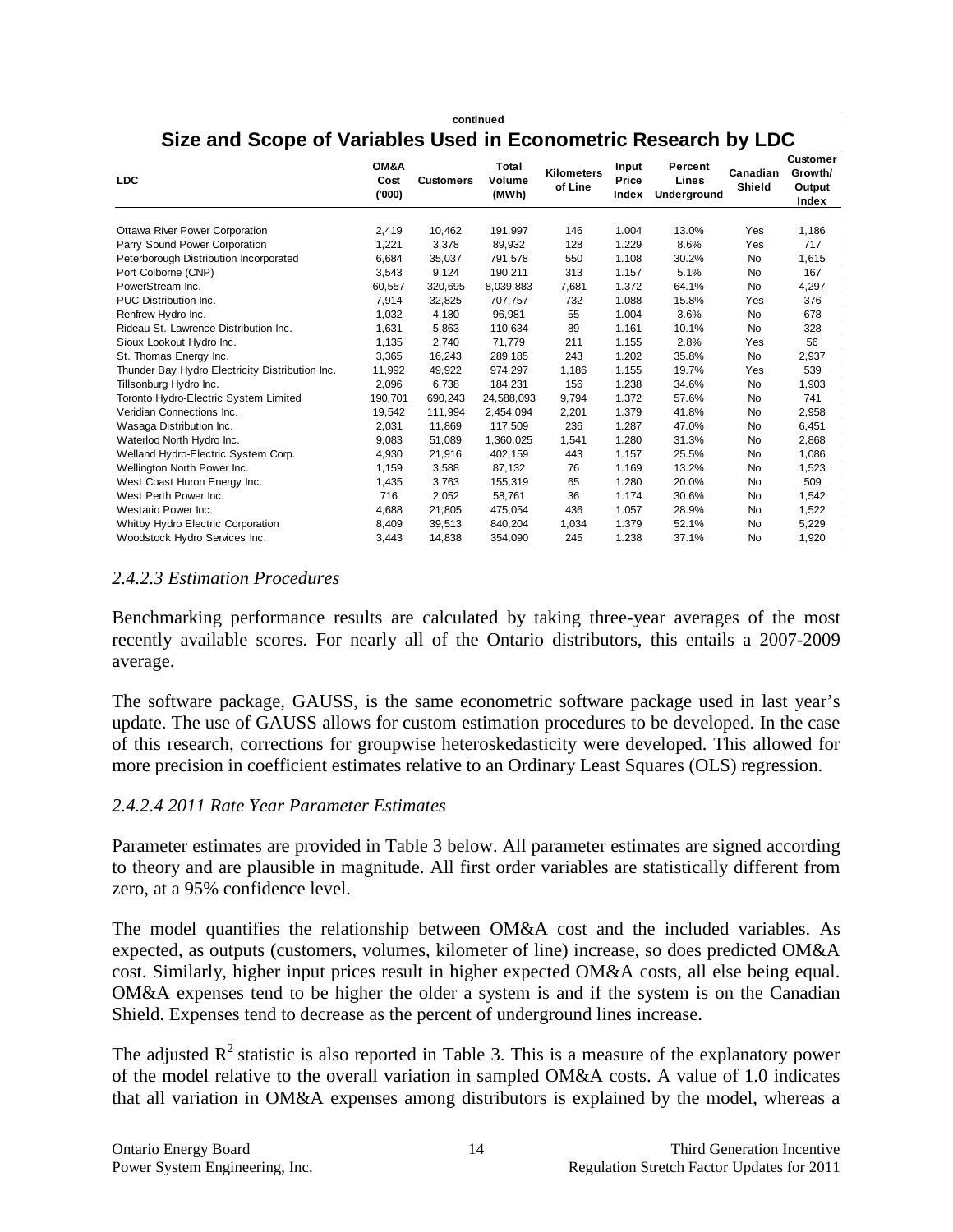continued

## Size and Scope of Variables Used in Econometric Research by LDC

| LDC | OM&A Cost ('000) | Customers | Total Volume (MWh) | Kilometers of Line | Input Price Index | Percent Lines Underground | Canadian Shield | Customer Growth/ Output Index |
|---|---|---|---|---|---|---|---|---|
| Ottawa River Power Corporation | 2,419 | 10,462 | 191,997 | 146 | 1.004 | 13.0% | Yes | 1,186 |
| Parry Sound Power Corporation | 1,221 | 3,378 | 89,932 | 128 | 1.229 | 8.6% | Yes | 717 |
| Peterborough Distribution Incorporated | 6,684 | 35,037 | 791,578 | 550 | 1.108 | 30.2% | No | 1,615 |
| Port Colborne (CNP) | 3,543 | 9,124 | 190,211 | 313 | 1.157 | 5.1% | No | 167 |
| PowerStream Inc. | 60,557 | 320,695 | 8,039,883 | 7,681 | 1.372 | 64.1% | No | 4,297 |
| PUC Distribution Inc. | 7,914 | 32,825 | 707,757 | 732 | 1.088 | 15.8% | Yes | 376 |
| Renfrew Hydro Inc. | 1,032 | 4,180 | 96,981 | 55 | 1.004 | 3.6% | No | 678 |
| Rideau St. Lawrence Distribution Inc. | 1,631 | 5,863 | 110,634 | 89 | 1.161 | 10.1% | No | 328 |
| Sioux Lookout Hydro Inc. | 1,135 | 2,740 | 71,779 | 211 | 1.155 | 2.8% | Yes | 56 |
| St. Thomas Energy Inc. | 3,365 | 16,243 | 289,185 | 243 | 1.202 | 35.8% | No | 2,937 |
| Thunder Bay Hydro Electricity Distribution Inc. | 11,992 | 49,922 | 974,297 | 1,186 | 1.155 | 19.7% | Yes | 539 |
| Tillsonburg Hydro Inc. | 2,096 | 6,738 | 184,231 | 156 | 1.238 | 34.6% | No | 1,903 |
| Toronto Hydro-Electric System Limited | 190,701 | 690,243 | 24,588,093 | 9,794 | 1.372 | 57.6% | No | 741 |
| Veridian Connections Inc. | 19,542 | 111,994 | 2,454,094 | 2,201 | 1.379 | 41.8% | No | 2,958 |
| Wasaga Distribution Inc. | 2,031 | 11,869 | 117,509 | 236 | 1.287 | 47.0% | No | 6,451 |
| Waterloo North Hydro Inc. | 9,083 | 51,089 | 1,360,025 | 1,541 | 1.280 | 31.3% | No | 2,868 |
| Welland Hydro-Electric System Corp. | 4,930 | 21,916 | 402,159 | 443 | 1.157 | 25.5% | No | 1,086 |
| Wellington North Power Inc. | 1,159 | 3,588 | 87,132 | 76 | 1.169 | 13.2% | No | 1,523 |
| West Coast Huron Energy Inc. | 1,435 | 3,763 | 155,319 | 65 | 1.280 | 20.0% | No | 509 |
| West Perth Power Inc. | 716 | 2,052 | 58,761 | 36 | 1.174 | 30.6% | No | 1,542 |
| Westario Power Inc. | 4,688 | 21,805 | 475,054 | 436 | 1.057 | 28.9% | No | 1,522 |
| Whitby Hydro Electric Corporation | 8,409 | 39,513 | 840,204 | 1,034 | 1.379 | 52.1% | No | 5,229 |
| Woodstock Hydro Services Inc. | 3,443 | 14,838 | 354,090 | 245 | 1.238 | 37.1% | No | 1,920 |

### *2.4.2.3 Estimation Procedures*

Benchmarking performance results are calculated by taking three-year averages of the most recently available scores. For nearly all of the Ontario distributors, this entails a 2007-2009 average.

The software package, GAUSS, is the same econometric software package used in last year's update. The use of GAUSS allows for custom estimation procedures to be developed. In the case of this research, corrections for groupwise heteroskedasticity were developed. This allowed for more precision in coefficient estimates relative to an Ordinary Least Squares (OLS) regression.

### *2.4.2.4 2011 Rate Year Parameter Estimates*

Parameter estimates are provided in Table 3 below. All parameter estimates are signed according to theory and are plausible in magnitude. All first order variables are statistically different from zero, at a 95% confidence level.

The model quantifies the relationship between OM&A cost and the included variables. As expected, as outputs (customers, volumes, kilometer of line) increase, so does predicted OM&A cost. Similarly, higher input prices result in higher expected OM&A costs, all else being equal. OM&A expenses tend to be higher the older a system is and if the system is on the Canadian Shield. Expenses tend to decrease as the percent of underground lines increase.

The adjusted $R^2$ statistic is also reported in Table 3. This is a measure of the explanatory power of the model relative to the overall variation in sampled OM&A costs. A value of 1.0 indicates that all variation in OM&A expenses among distributors is explained by the model, whereas a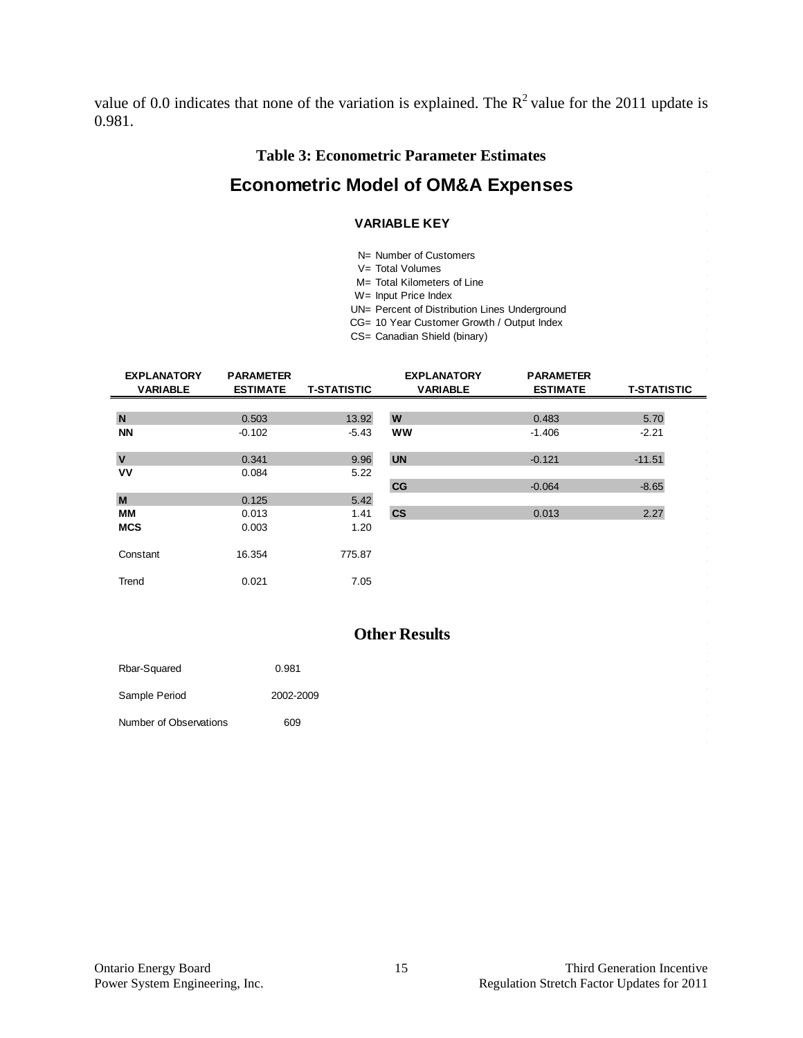value of 0.0 indicates that none of the variation is explained. The $R^2$ value for the 2011 update is 0.981.

**Table 3: Econometric Parameter Estimates**

## Econometric Model of OM&A Expenses

**VARIABLE KEY**

N= Number of Customers
V= Total Volumes
M= Total Kilometers of Line
W= Input Price Index
UN= Percent of Distribution Lines Underground
CG= 10 Year Customer Growth / Output Index
CS= Canadian Shield (binary)

| EXPLANATORY VARIABLE | PARAMETER ESTIMATE | T-STATISTIC | EXPLANATORY VARIABLE | PARAMETER ESTIMATE | T-STATISTIC |
|---|---|---|---|---|---|
| **N** | 0.503 | 13.92 | **W** | 0.483 | 5.70 |
| **NN** | -0.102 | -5.43 | **WW** | -1.406 | -2.21 |
| **V** | 0.341 | 9.96 | **UN** | -0.121 | -11.51 |
| **VV** | 0.084 | 5.22 | | | |
| | | | **CG** | -0.064 | -8.65 |
| **M** | 0.125 | 5.42 | | | |
| **MM** | 0.013 | 1.41 | **CS** | 0.013 | 2.27 |
| **MCS** | 0.003 | 1.20 | | | |
| Constant | 16.354 | 775.87 | | | |
| Trend | 0.021 | 7.05 | | | |

**Other Results**

| | |
|---|---|
| Rbar-Squared | 0.981 |
| Sample Period | 2002-2009 |
| Number of Observations | 609 |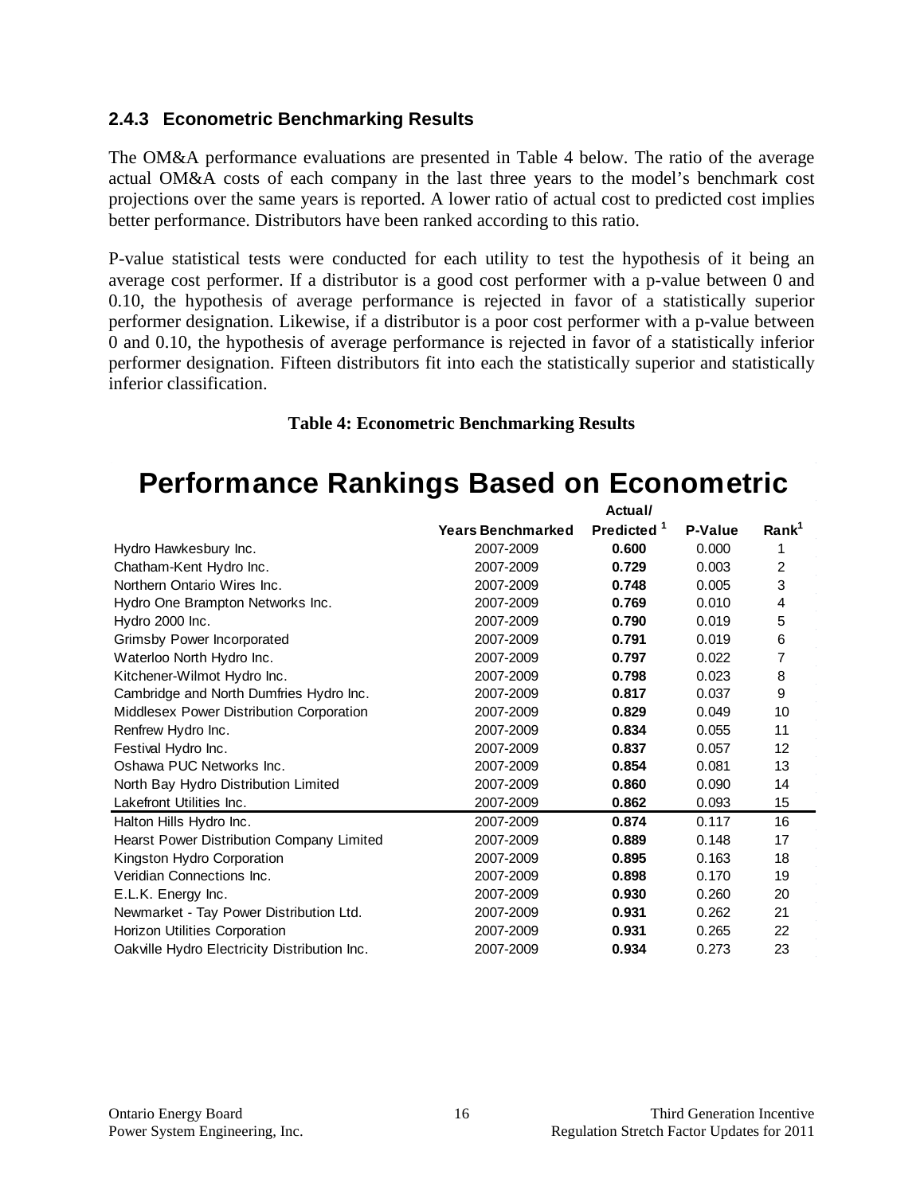### 2.4.3 Econometric Benchmarking Results

The OM&A performance evaluations are presented in Table 4 below. The ratio of the average actual OM&A costs of each company in the last three years to the model's benchmark cost projections over the same years is reported. A lower ratio of actual cost to predicted cost implies better performance. Distributors have been ranked according to this ratio.

P-value statistical tests were conducted for each utility to test the hypothesis of it being an average cost performer. If a distributor is a good cost performer with a p-value between 0 and 0.10, the hypothesis of average performance is rejected in favor of a statistically superior performer designation. Likewise, if a distributor is a poor cost performer with a p-value between 0 and 0.10, the hypothesis of average performance is rejected in favor of a statistically inferior performer designation. Fifteen distributors fit into each the statistically superior and statistically inferior classification.

**Table 4: Econometric Benchmarking Results**

## Performance Rankings Based on Econometric

| | Years Benchmarked | Actual/ Predicted [1] | P-Value | Rank[1] |
|---|---|---|---|---|
| Hydro Hawkesbury Inc. | 2007-2009 | **0.600** | 0.000 | 1 |
| Chatham-Kent Hydro Inc. | 2007-2009 | **0.729** | 0.003 | 2 |
| Northern Ontario Wires Inc. | 2007-2009 | **0.748** | 0.005 | 3 |
| Hydro One Brampton Networks Inc. | 2007-2009 | **0.769** | 0.010 | 4 |
| Hydro 2000 Inc. | 2007-2009 | **0.790** | 0.019 | 5 |
| Grimsby Power Incorporated | 2007-2009 | **0.791** | 0.019 | 6 |
| Waterloo North Hydro Inc. | 2007-2009 | **0.797** | 0.022 | 7 |
| Kitchener-Wilmot Hydro Inc. | 2007-2009 | **0.798** | 0.023 | 8 |
| Cambridge and North Dumfries Hydro Inc. | 2007-2009 | **0.817** | 0.037 | 9 |
| Middlesex Power Distribution Corporation | 2007-2009 | **0.829** | 0.049 | 10 |
| Renfrew Hydro Inc. | 2007-2009 | **0.834** | 0.055 | 11 |
| Festival Hydro Inc. | 2007-2009 | **0.837** | 0.057 | 12 |
| Oshawa PUC Networks Inc. | 2007-2009 | **0.854** | 0.081 | 13 |
| North Bay Hydro Distribution Limited | 2007-2009 | **0.860** | 0.090 | 14 |
| Lakefront Utilities Inc. | 2007-2009 | **0.862** | 0.093 | 15 |
| Halton Hills Hydro Inc. | 2007-2009 | **0.874** | 0.117 | 16 |
| Hearst Power Distribution Company Limited | 2007-2009 | **0.889** | 0.148 | 17 |
| Kingston Hydro Corporation | 2007-2009 | **0.895** | 0.163 | 18 |
| Veridian Connections Inc. | 2007-2009 | **0.898** | 0.170 | 19 |
| E.L.K. Energy Inc. | 2007-2009 | **0.930** | 0.260 | 20 |
| Newmarket - Tay Power Distribution Ltd. | 2007-2009 | **0.931** | 0.262 | 21 |
| Horizon Utilities Corporation | 2007-2009 | **0.931** | 0.265 | 22 |
| Oakville Hydro Electricity Distribution Inc. | 2007-2009 | **0.934** | 0.273 | 23 |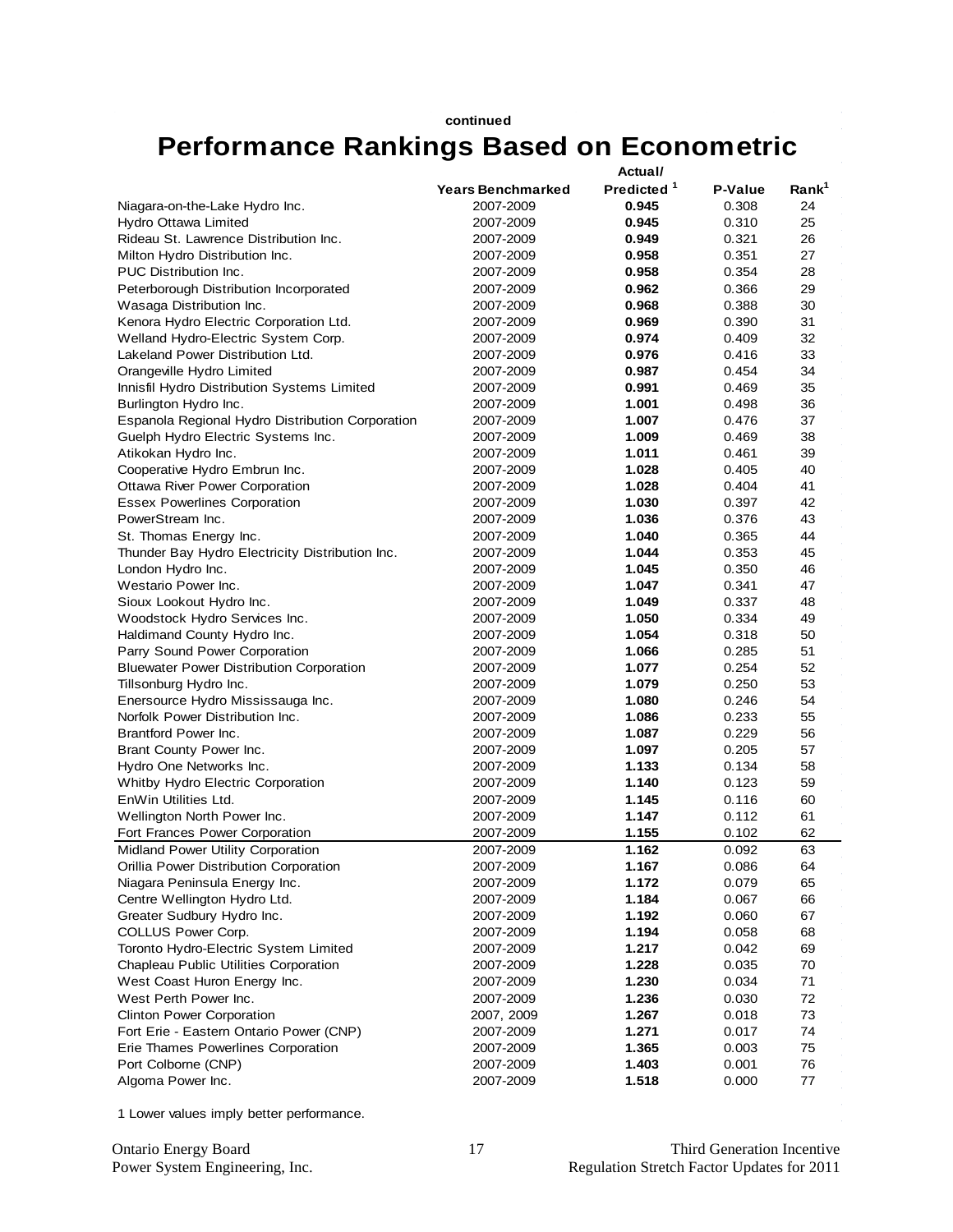continued

# Performance Rankings Based on Econometric

| | Years Benchmarked | Actual/ Predicted [1] | P-Value | Rank[1] |
|---|---|---|---|---|
| Niagara-on-the-Lake Hydro Inc. | 2007-2009 | **0.945** | 0.308 | 24 |
| Hydro Ottawa Limited | 2007-2009 | **0.945** | 0.310 | 25 |
| Rideau St. Lawrence Distribution Inc. | 2007-2009 | **0.949** | 0.321 | 26 |
| Milton Hydro Distribution Inc. | 2007-2009 | **0.958** | 0.351 | 27 |
| PUC Distribution Inc. | 2007-2009 | **0.958** | 0.354 | 28 |
| Peterborough Distribution Incorporated | 2007-2009 | **0.962** | 0.366 | 29 |
| Wasaga Distribution Inc. | 2007-2009 | **0.968** | 0.388 | 30 |
| Kenora Hydro Electric Corporation Ltd. | 2007-2009 | **0.969** | 0.390 | 31 |
| Welland Hydro-Electric System Corp. | 2007-2009 | **0.974** | 0.409 | 32 |
| Lakeland Power Distribution Ltd. | 2007-2009 | **0.976** | 0.416 | 33 |
| Orangeville Hydro Limited | 2007-2009 | **0.987** | 0.454 | 34 |
| Innisfil Hydro Distribution Systems Limited | 2007-2009 | **0.991** | 0.469 | 35 |
| Burlington Hydro Inc. | 2007-2009 | **1.001** | 0.498 | 36 |
| Espanola Regional Hydro Distribution Corporation | 2007-2009 | **1.007** | 0.476 | 37 |
| Guelph Hydro Electric Systems Inc. | 2007-2009 | **1.009** | 0.469 | 38 |
| Atikokan Hydro Inc. | 2007-2009 | **1.011** | 0.461 | 39 |
| Cooperative Hydro Embrun Inc. | 2007-2009 | **1.028** | 0.405 | 40 |
| Ottawa River Power Corporation | 2007-2009 | **1.028** | 0.404 | 41 |
| Essex Powerlines Corporation | 2007-2009 | **1.030** | 0.397 | 42 |
| PowerStream Inc. | 2007-2009 | **1.036** | 0.376 | 43 |
| St. Thomas Energy Inc. | 2007-2009 | **1.040** | 0.365 | 44 |
| Thunder Bay Hydro Electricity Distribution Inc. | 2007-2009 | **1.044** | 0.353 | 45 |
| London Hydro Inc. | 2007-2009 | **1.045** | 0.350 | 46 |
| Westario Power Inc. | 2007-2009 | **1.047** | 0.341 | 47 |
| Sioux Lookout Hydro Inc. | 2007-2009 | **1.049** | 0.337 | 48 |
| Woodstock Hydro Services Inc. | 2007-2009 | **1.050** | 0.334 | 49 |
| Haldimand County Hydro Inc. | 2007-2009 | **1.054** | 0.318 | 50 |
| Parry Sound Power Corporation | 2007-2009 | **1.066** | 0.285 | 51 |
| Bluewater Power Distribution Corporation | 2007-2009 | **1.077** | 0.254 | 52 |
| Tillsonburg Hydro Inc. | 2007-2009 | **1.079** | 0.250 | 53 |
| Enersource Hydro Mississauga Inc. | 2007-2009 | **1.080** | 0.246 | 54 |
| Norfolk Power Distribution Inc. | 2007-2009 | **1.086** | 0.233 | 55 |
| Brantford Power Inc. | 2007-2009 | **1.087** | 0.229 | 56 |
| Brant County Power Inc. | 2007-2009 | **1.097** | 0.205 | 57 |
| Hydro One Networks Inc. | 2007-2009 | **1.133** | 0.134 | 58 |
| Whitby Hydro Electric Corporation | 2007-2009 | **1.140** | 0.123 | 59 |
| EnWin Utilities Ltd. | 2007-2009 | **1.145** | 0.116 | 60 |
| Wellington North Power Inc. | 2007-2009 | **1.147** | 0.112 | 61 |
| Fort Frances Power Corporation | 2007-2009 | **1.155** | 0.102 | 62 |
| Midland Power Utility Corporation | 2007-2009 | **1.162** | 0.092 | 63 |
| Orillia Power Distribution Corporation | 2007-2009 | **1.167** | 0.086 | 64 |
| Niagara Peninsula Energy Inc. | 2007-2009 | **1.172** | 0.079 | 65 |
| Centre Wellington Hydro Ltd. | 2007-2009 | **1.184** | 0.067 | 66 |
| Greater Sudbury Hydro Inc. | 2007-2009 | **1.192** | 0.060 | 67 |
| COLLUS Power Corp. | 2007-2009 | **1.194** | 0.058 | 68 |
| Toronto Hydro-Electric System Limited | 2007-2009 | **1.217** | 0.042 | 69 |
| Chapleau Public Utilities Corporation | 2007-2009 | **1.228** | 0.035 | 70 |
| West Coast Huron Energy Inc. | 2007-2009 | **1.230** | 0.034 | 71 |
| West Perth Power Inc. | 2007-2009 | **1.236** | 0.030 | 72 |
| Clinton Power Corporation | 2007, 2009 | **1.267** | 0.018 | 73 |
| Fort Erie - Eastern Ontario Power (CNP) | 2007-2009 | **1.271** | 0.017 | 74 |
| Erie Thames Powerlines Corporation | 2007-2009 | **1.365** | 0.003 | 75 |
| Port Colborne (CNP) | 2007-2009 | **1.403** | 0.001 | 76 |
| Algoma Power Inc. | 2007-2009 | **1.518** | 0.000 | 77 |

1 Lower values imply better performance.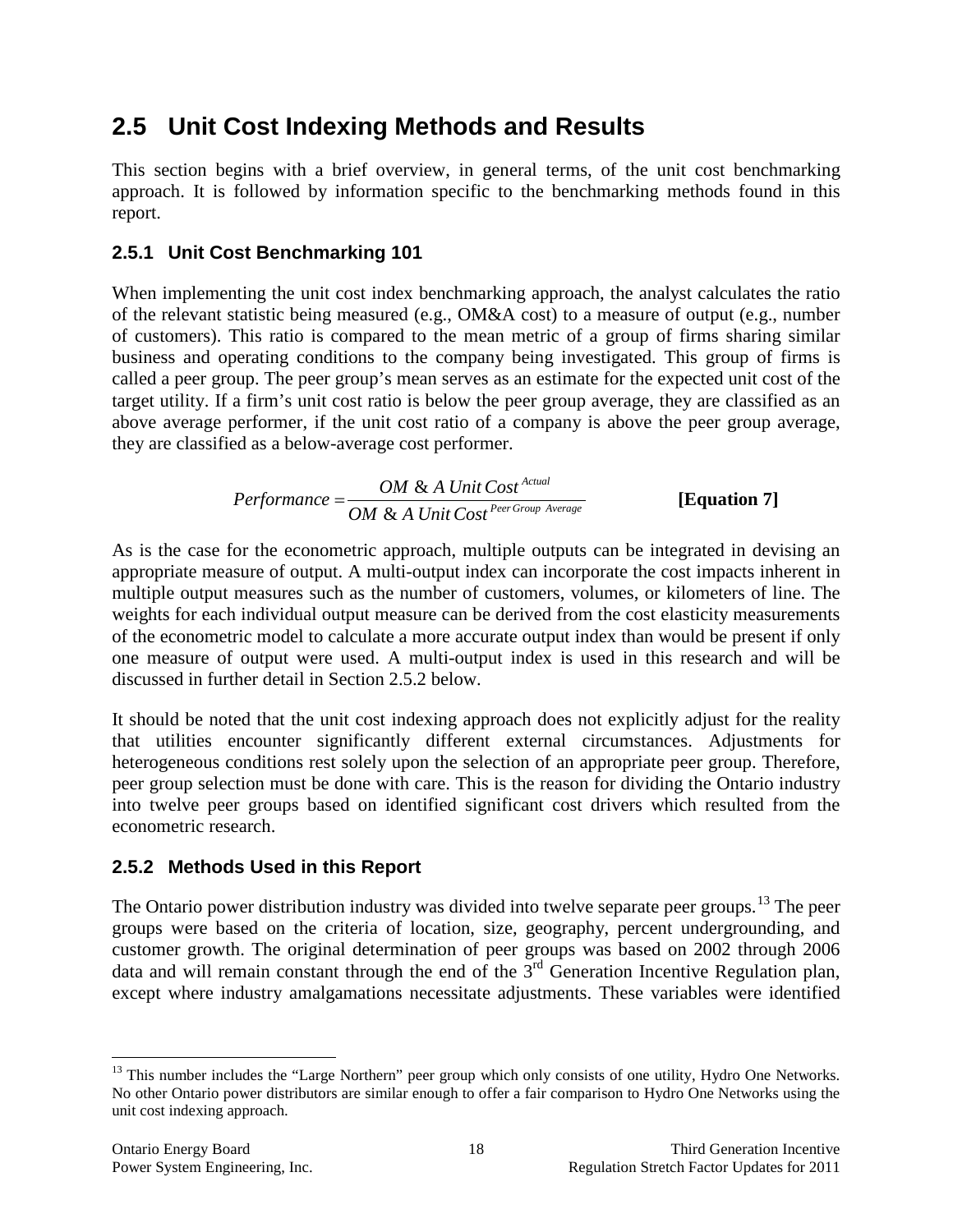## 2.5 Unit Cost Indexing Methods and Results

This section begins with a brief overview, in general terms, of the unit cost benchmarking approach. It is followed by information specific to the benchmarking methods found in this report.

### 2.5.1 Unit Cost Benchmarking 101

When implementing the unit cost index benchmarking approach, the analyst calculates the ratio of the relevant statistic being measured (e.g., OM&A cost) to a measure of output (e.g., number of customers). This ratio is compared to the mean metric of a group of firms sharing similar business and operating conditions to the company being investigated. This group of firms is called a peer group. The peer group's mean serves as an estimate for the expected unit cost of the target utility. If a firm's unit cost ratio is below the peer group average, they are classified as an above average performer, if the unit cost ratio of a company is above the peer group average, they are classified as a below-average cost performer.

$$Performance = \frac{OM\ \&\ A\ Unit\ Cost^{Actual}}{OM\ \&\ A\ Unit\ Cost^{Peer\ Group\ Average}} \qquad \textbf{[Equation 7]}$$

As is the case for the econometric approach, multiple outputs can be integrated in devising an appropriate measure of output. A multi-output index can incorporate the cost impacts inherent in multiple output measures such as the number of customers, volumes, or kilometers of line. The weights for each individual output measure can be derived from the cost elasticity measurements of the econometric model to calculate a more accurate output index than would be present if only one measure of output were used. A multi-output index is used in this research and will be discussed in further detail in Section 2.5.2 below.

It should be noted that the unit cost indexing approach does not explicitly adjust for the reality that utilities encounter significantly different external circumstances. Adjustments for heterogeneous conditions rest solely upon the selection of an appropriate peer group. Therefore, peer group selection must be done with care. This is the reason for dividing the Ontario industry into twelve peer groups based on identified significant cost drivers which resulted from the econometric research.

### 2.5.2 Methods Used in this Report

The Ontario power distribution industry was divided into twelve separate peer groups.[13] The peer groups were based on the criteria of location, size, geography, percent undergrounding, and customer growth. The original determination of peer groups was based on 2002 through 2006 data and will remain constant through the end of the 3rd Generation Incentive Regulation plan, except where industry amalgamations necessitate adjustments. These variables were identified

[13] This number includes the "Large Northern" peer group which only consists of one utility, Hydro One Networks. No other Ontario power distributors are similar enough to offer a fair comparison to Hydro One Networks using the unit cost indexing approach.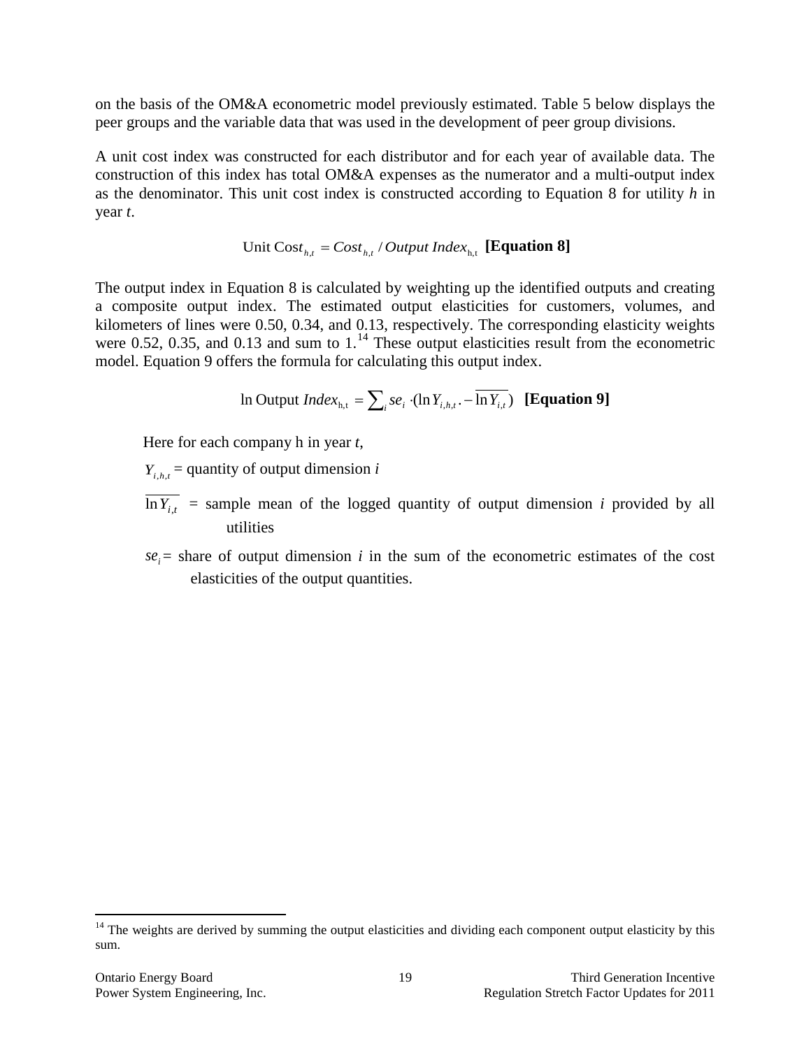on the basis of the OM&A econometric model previously estimated. Table 5 below displays the peer groups and the variable data that was used in the development of peer group divisions.

A unit cost index was constructed for each distributor and for each year of available data. The construction of this index has total OM&A expenses as the numerator and a multi-output index as the denominator. This unit cost index is constructed according to Equation 8 for utility *h* in year *t*.

$$\text{Unit Cost}_{h,t} = Cost_{h,t} / Output\ Index_{h,t} \quad \textbf{[Equation 8]}$$

The output index in Equation 8 is calculated by weighting up the identified outputs and creating a composite output index. The estimated output elasticities for customers, volumes, and kilometers of lines were 0.50, 0.34, and 0.13, respectively. The corresponding elasticity weights were 0.52, 0.35, and 0.13 and sum to 1.[14] These output elasticities result from the econometric model. Equation 9 offers the formula for calculating this output index.

$$\ln \text{Output } Index_{h,t} = \sum_i se_i \cdot (\ln Y_{i,h,t} - \overline{\ln Y_{i,t}}) \quad \textbf{[Equation 9]}$$

Here for each company h in year *t*,

$Y_{i,h,t}$ = quantity of output dimension *i*

$\overline{\ln Y_{i,t}}$ = sample mean of the logged quantity of output dimension *i* provided by all utilities

$se_i$ = share of output dimension *i* in the sum of the econometric estimates of the cost elasticities of the output quantities.

---

[14] The weights are derived by summing the output elasticities and dividing each component output elasticity by this sum.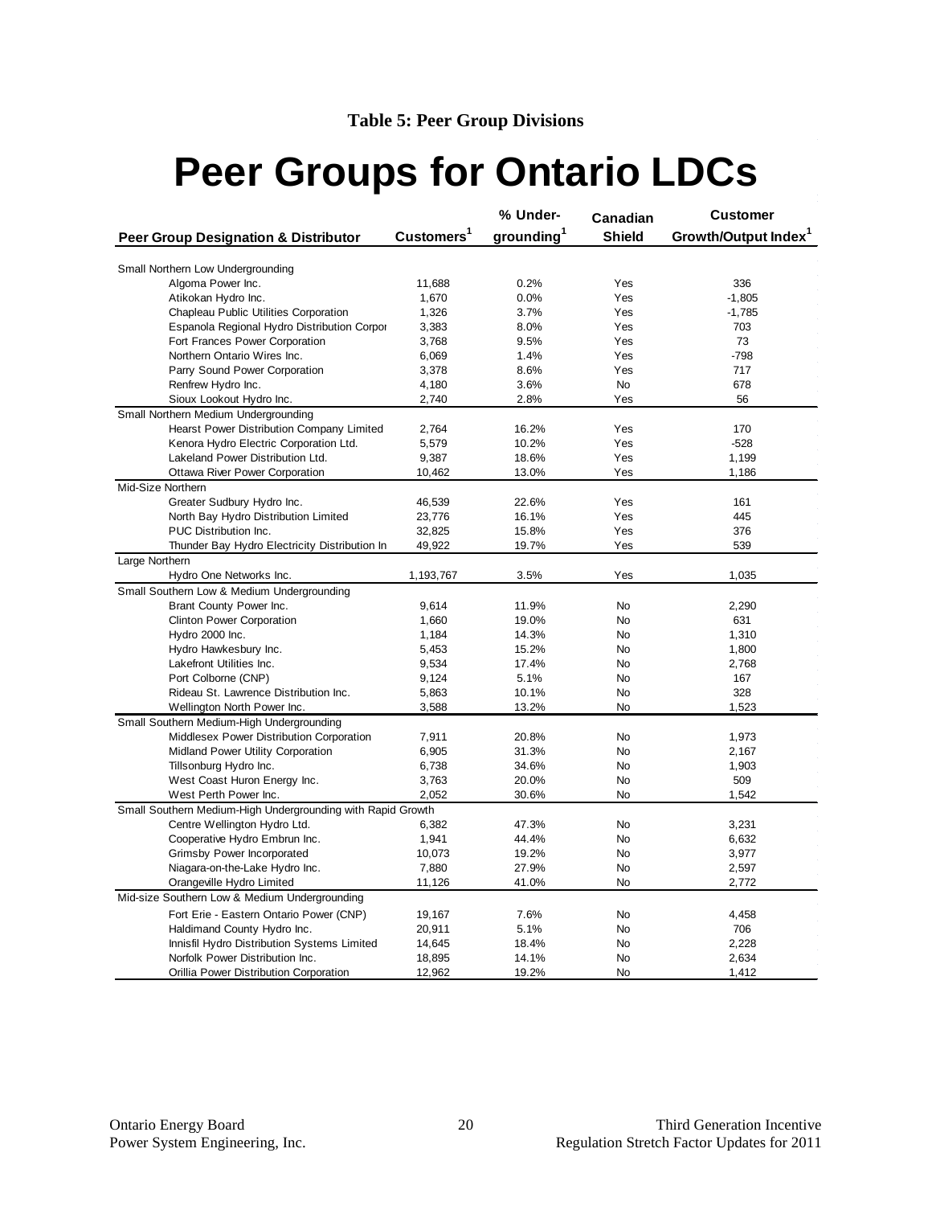**Table 5: Peer Group Divisions**

# Peer Groups for Ontario LDCs

| Peer Group Designation & Distributor | Customers[1] | % Under-grounding[1] | Canadian Shield | Customer Growth/Output Index[1] |
|---|---|---|---|---|
| Small Northern Low Undergrounding | | | | |
| Algoma Power Inc. | 11,688 | 0.2% | Yes | 336 |
| Atikokan Hydro Inc. | 1,670 | 0.0% | Yes | -1,805 |
| Chapleau Public Utilities Corporation | 1,326 | 3.7% | Yes | -1,785 |
| Espanola Regional Hydro Distribution Corpor | 3,383 | 8.0% | Yes | 703 |
| Fort Frances Power Corporation | 3,768 | 9.5% | Yes | 73 |
| Northern Ontario Wires Inc. | 6,069 | 1.4% | Yes | -798 |
| Parry Sound Power Corporation | 3,378 | 8.6% | Yes | 717 |
| Renfrew Hydro Inc. | 4,180 | 3.6% | No | 678 |
| Sioux Lookout Hydro Inc. | 2,740 | 2.8% | Yes | 56 |
| Small Northern Medium Undergrounding | | | | |
| Hearst Power Distribution Company Limited | 2,764 | 16.2% | Yes | 170 |
| Kenora Hydro Electric Corporation Ltd. | 5,579 | 10.2% | Yes | -528 |
| Lakeland Power Distribution Ltd. | 9,387 | 18.6% | Yes | 1,199 |
| Ottawa River Power Corporation | 10,462 | 13.0% | Yes | 1,186 |
| Mid-Size Northern | | | | |
| Greater Sudbury Hydro Inc. | 46,539 | 22.6% | Yes | 161 |
| North Bay Hydro Distribution Limited | 23,776 | 16.1% | Yes | 445 |
| PUC Distribution Inc. | 32,825 | 15.8% | Yes | 376 |
| Thunder Bay Hydro Electricity Distribution In | 49,922 | 19.7% | Yes | 539 |
| Large Northern | | | | |
| Hydro One Networks Inc. | 1,193,767 | 3.5% | Yes | 1,035 |
| Small Southern Low & Medium Undergrounding | | | | |
| Brant County Power Inc. | 9,614 | 11.9% | No | 2,290 |
| Clinton Power Corporation | 1,660 | 19.0% | No | 631 |
| Hydro 2000 Inc. | 1,184 | 14.3% | No | 1,310 |
| Hydro Hawkesbury Inc. | 5,453 | 15.2% | No | 1,800 |
| Lakefront Utilities Inc. | 9,534 | 17.4% | No | 2,768 |
| Port Colborne (CNP) | 9,124 | 5.1% | No | 167 |
| Rideau St. Lawrence Distribution Inc. | 5,863 | 10.1% | No | 328 |
| Wellington North Power Inc. | 3,588 | 13.2% | No | 1,523 |
| Small Southern Medium-High Undergrounding | | | | |
| Middlesex Power Distribution Corporation | 7,911 | 20.8% | No | 1,973 |
| Midland Power Utility Corporation | 6,905 | 31.3% | No | 2,167 |
| Tillsonburg Hydro Inc. | 6,738 | 34.6% | No | 1,903 |
| West Coast Huron Energy Inc. | 3,763 | 20.0% | No | 509 |
| West Perth Power Inc. | 2,052 | 30.6% | No | 1,542 |
| Small Southern Medium-High Undergrounding with Rapid Growth | | | | |
| Centre Wellington Hydro Ltd. | 6,382 | 47.3% | No | 3,231 |
| Cooperative Hydro Embrun Inc. | 1,941 | 44.4% | No | 6,632 |
| Grimsby Power Incorporated | 10,073 | 19.2% | No | 3,977 |
| Niagara-on-the-Lake Hydro Inc. | 7,880 | 27.9% | No | 2,597 |
| Orangeville Hydro Limited | 11,126 | 41.0% | No | 2,772 |
| Mid-size Southern Low & Medium Undergrounding | | | | |
| Fort Erie - Eastern Ontario Power (CNP) | 19,167 | 7.6% | No | 4,458 |
| Haldimand County Hydro Inc. | 20,911 | 5.1% | No | 706 |
| Innisfil Hydro Distribution Systems Limited | 14,645 | 18.4% | No | 2,228 |
| Norfolk Power Distribution Inc. | 18,895 | 14.1% | No | 2,634 |
| Orillia Power Distribution Corporation | 12,962 | 19.2% | No | 1,412 |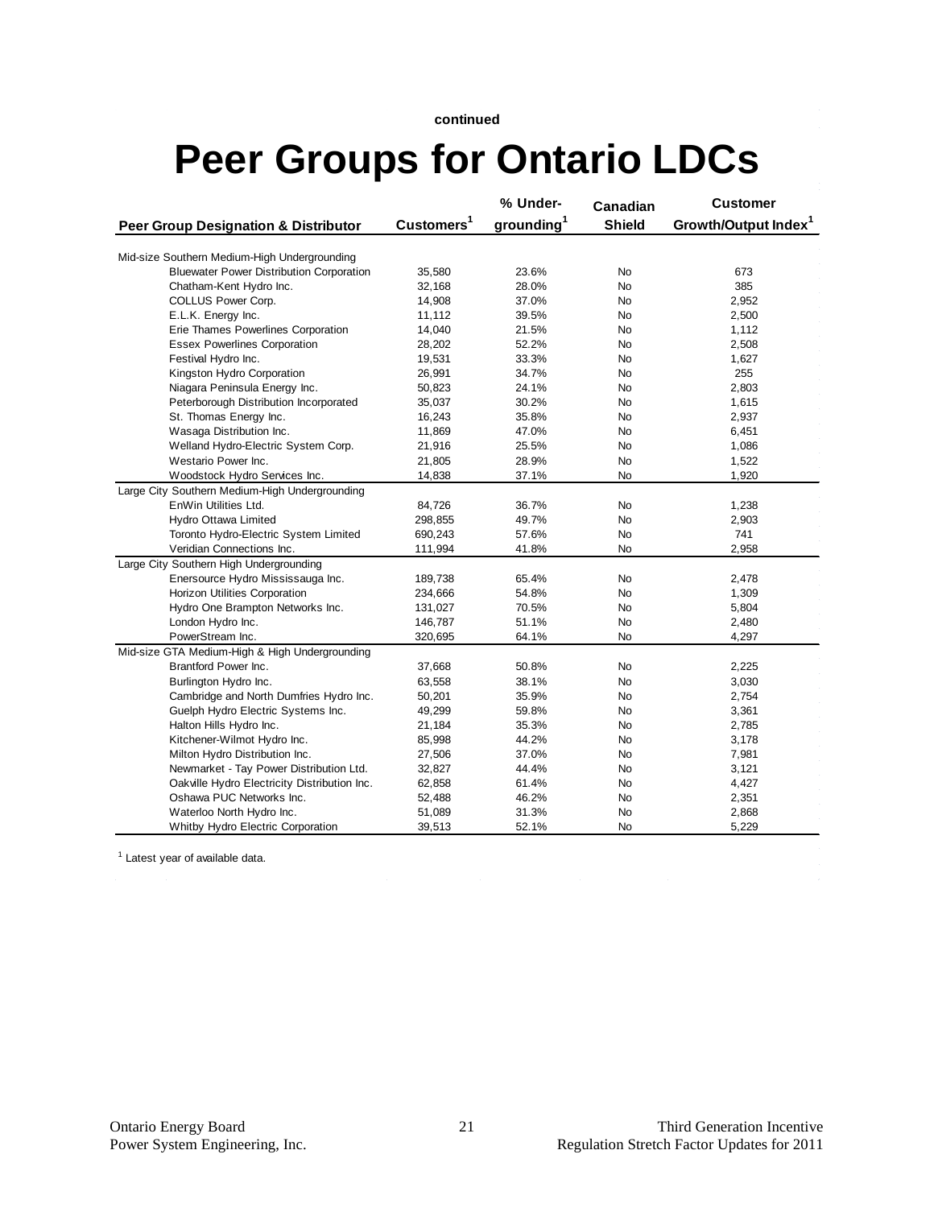continued

# Peer Groups for Ontario LDCs

| Peer Group Designation & Distributor | Customers[1] | % Under-grounding[1] | Canadian Shield | Customer Growth/Output Index[1] |
|---|---|---|---|---|
| **Mid-size Southern Medium-High Undergrounding** | | | | |
| Bluewater Power Distribution Corporation | 35,580 | 23.6% | No | 673 |
| Chatham-Kent Hydro Inc. | 32,168 | 28.0% | No | 385 |
| COLLUS Power Corp. | 14,908 | 37.0% | No | 2,952 |
| E.L.K. Energy Inc. | 11,112 | 39.5% | No | 2,500 |
| Erie Thames Powerlines Corporation | 14,040 | 21.5% | No | 1,112 |
| Essex Powerlines Corporation | 28,202 | 52.2% | No | 2,508 |
| Festival Hydro Inc. | 19,531 | 33.3% | No | 1,627 |
| Kingston Hydro Corporation | 26,991 | 34.7% | No | 255 |
| Niagara Peninsula Energy Inc. | 50,823 | 24.1% | No | 2,803 |
| Peterborough Distribution Incorporated | 35,037 | 30.2% | No | 1,615 |
| St. Thomas Energy Inc. | 16,243 | 35.8% | No | 2,937 |
| Wasaga Distribution Inc. | 11,869 | 47.0% | No | 6,451 |
| Welland Hydro-Electric System Corp. | 21,916 | 25.5% | No | 1,086 |
| Westario Power Inc. | 21,805 | 28.9% | No | 1,522 |
| Woodstock Hydro Services Inc. | 14,838 | 37.1% | No | 1,920 |
| **Large City Southern Medium-High Undergrounding** | | | | |
| EnWin Utilities Ltd. | 84,726 | 36.7% | No | 1,238 |
| Hydro Ottawa Limited | 298,855 | 49.7% | No | 2,903 |
| Toronto Hydro-Electric System Limited | 690,243 | 57.6% | No | 741 |
| Veridian Connections Inc. | 111,994 | 41.8% | No | 2,958 |
| **Large City Southern High Undergrounding** | | | | |
| Enersource Hydro Mississauga Inc. | 189,738 | 65.4% | No | 2,478 |
| Horizon Utilities Corporation | 234,666 | 54.8% | No | 1,309 |
| Hydro One Brampton Networks Inc. | 131,027 | 70.5% | No | 5,804 |
| London Hydro Inc. | 146,787 | 51.1% | No | 2,480 |
| PowerStream Inc. | 320,695 | 64.1% | No | 4,297 |
| **Mid-size GTA Medium-High & High Undergrounding** | | | | |
| Brantford Power Inc. | 37,668 | 50.8% | No | 2,225 |
| Burlington Hydro Inc. | 63,558 | 38.1% | No | 3,030 |
| Cambridge and North Dumfries Hydro Inc. | 50,201 | 35.9% | No | 2,754 |
| Guelph Hydro Electric Systems Inc. | 49,299 | 59.8% | No | 3,361 |
| Halton Hills Hydro Inc. | 21,184 | 35.3% | No | 2,785 |
| Kitchener-Wilmot Hydro Inc. | 85,998 | 44.2% | No | 3,178 |
| Milton Hydro Distribution Inc. | 27,506 | 37.0% | No | 7,981 |
| Newmarket - Tay Power Distribution Ltd. | 32,827 | 44.4% | No | 3,121 |
| Oakville Hydro Electricity Distribution Inc. | 62,858 | 61.4% | No | 4,427 |
| Oshawa PUC Networks Inc. | 52,488 | 46.2% | No | 2,351 |
| Waterloo North Hydro Inc. | 51,089 | 31.3% | No | 2,868 |
| Whitby Hydro Electric Corporation | 39,513 | 52.1% | No | 5,229 |

[1] Latest year of available data.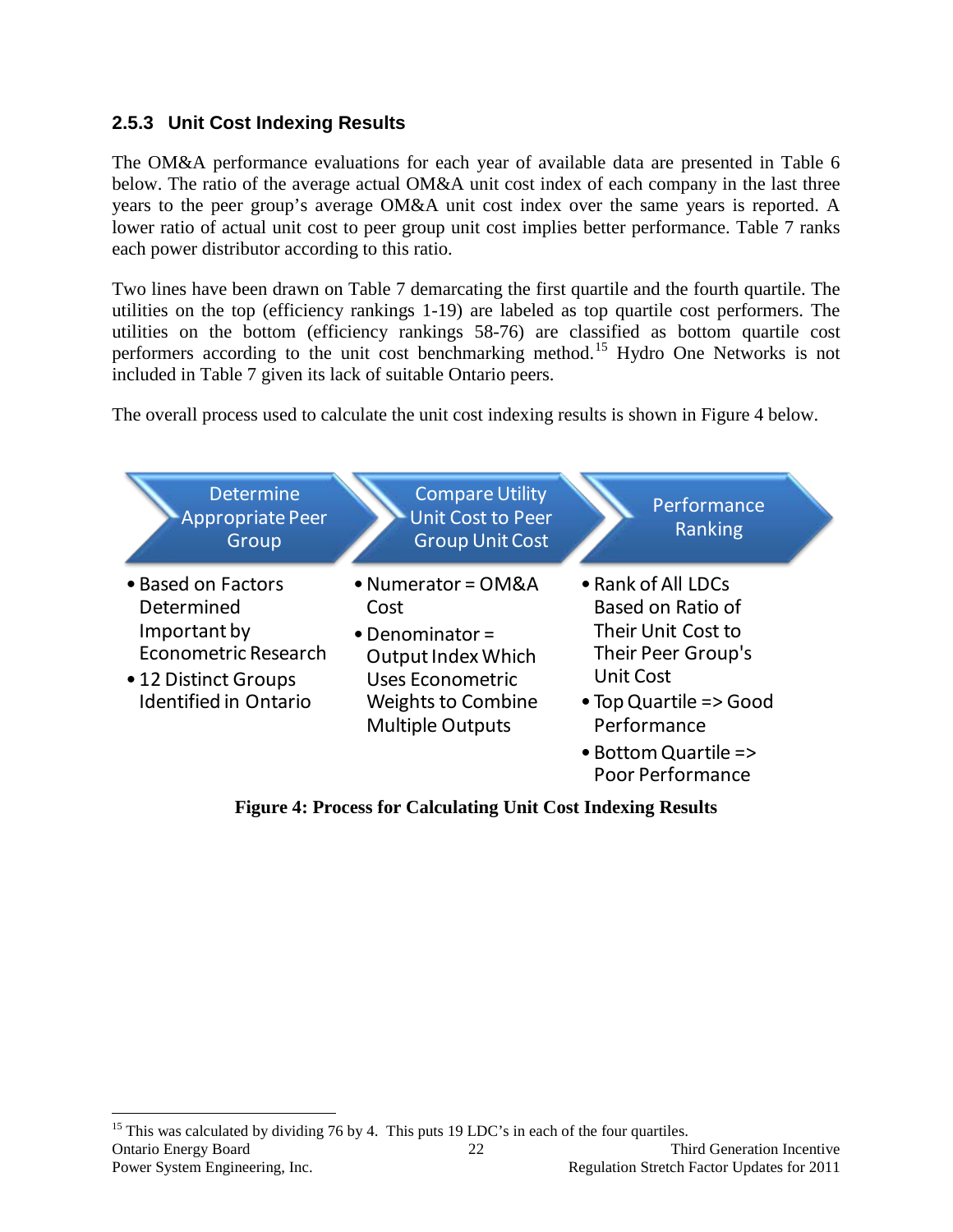### 2.5.3 Unit Cost Indexing Results

The OM&A performance evaluations for each year of available data are presented in Table 6 below. The ratio of the average actual OM&A unit cost index of each company in the last three years to the peer group's average OM&A unit cost index over the same years is reported. A lower ratio of actual unit cost to peer group unit cost implies better performance. Table 7 ranks each power distributor according to this ratio.

Two lines have been drawn on Table 7 demarcating the first quartile and the fourth quartile. The utilities on the top (efficiency rankings 1-19) are labeled as top quartile cost performers. The utilities on the bottom (efficiency rankings 58-76) are classified as bottom quartile cost performers according to the unit cost benchmarking method.[15] Hydro One Networks is not included in Table 7 given its lack of suitable Ontario peers.

The overall process used to calculate the unit cost indexing results is shown in Figure 4 below.

**Determine Appropriate Peer Group**

- Based on Factors Determined Important by Econometric Research
- 12 Distinct Groups Identified in Ontario

**Compare Utility Unit Cost to Peer Group Unit Cost**

- Numerator = OM&A Cost
- Denominator = Output Index Which Uses Econometric Weights to Combine Multiple Outputs

**Performance Ranking**

- Rank of All LDCs Based on Ratio of Their Unit Cost to Their Peer Group's Unit Cost
- Top Quartile => Good Performance
- Bottom Quartile => Poor Performance

**Figure 4: Process for Calculating Unit Cost Indexing Results**

[15] This was calculated by dividing 76 by 4. This puts 19 LDC's in each of the four quartiles.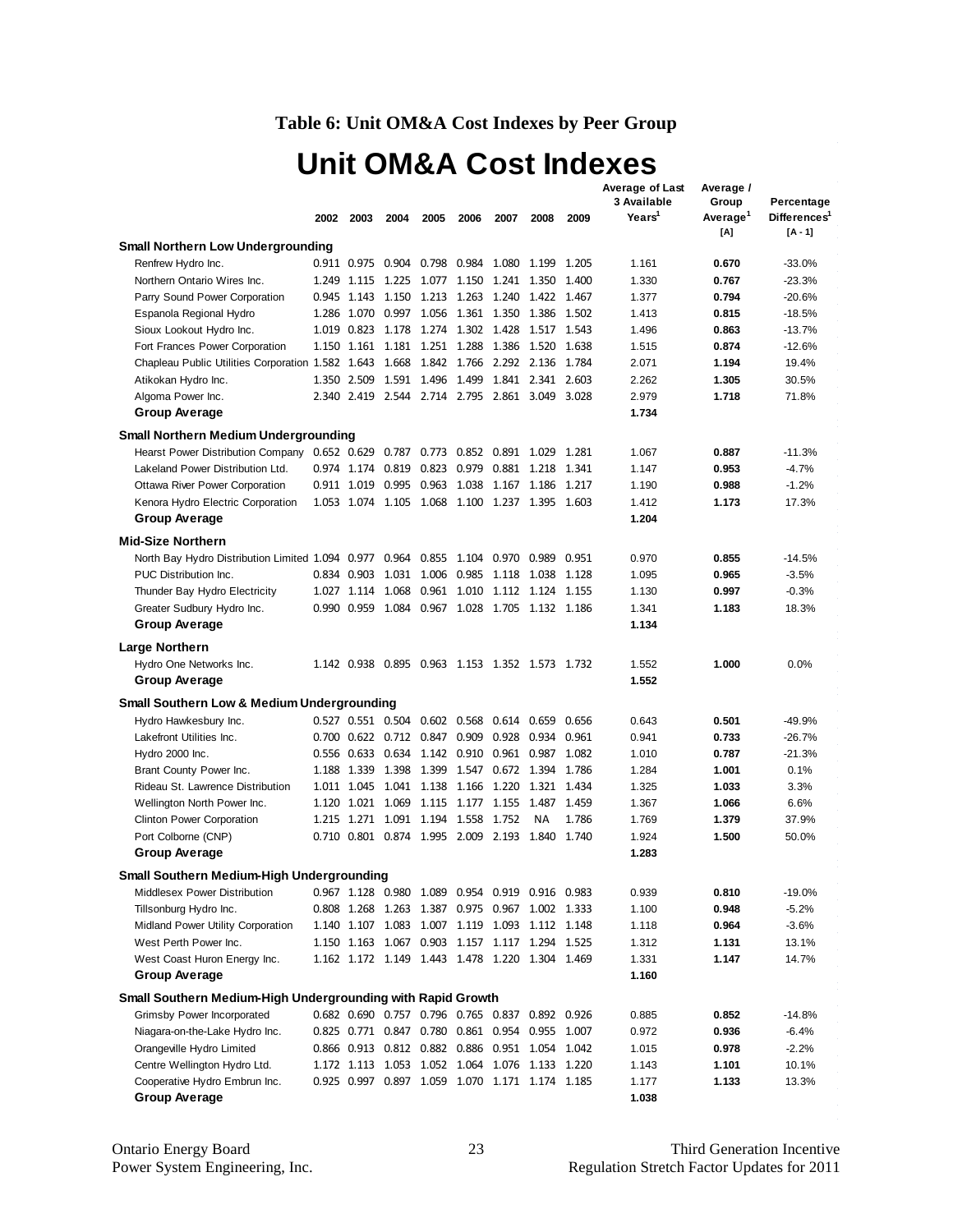**Table 6: Unit OM&A Cost Indexes by Peer Group**

# Unit OM&A Cost Indexes

| | 2002 | 2003 | 2004 | 2005 | 2006 | 2007 | 2008 | 2009 | Average of Last 3 Available Years[1] | Average / Group Average[1] [A] | Percentage Differences[1] [A - 1] |
|---|---|---|---|---|---|---|---|---|---|---|---|
| **Small Northern Low Undergrounding** | | | | | | | | | | | |
| Renfrew Hydro Inc. | 0.911 | 0.975 | 0.904 | 0.798 | 0.984 | 1.080 | 1.199 | 1.205 | 1.161 | **0.670** | -33.0% |
| Northern Ontario Wires Inc. | 1.249 | 1.115 | 1.225 | 1.077 | 1.150 | 1.241 | 1.350 | 1.400 | 1.330 | **0.767** | -23.3% |
| Parry Sound Power Corporation | 0.945 | 1.143 | 1.150 | 1.213 | 1.263 | 1.240 | 1.422 | 1.467 | 1.377 | **0.794** | -20.6% |
| Espanola Regional Hydro | 1.286 | 1.070 | 0.997 | 1.056 | 1.361 | 1.350 | 1.386 | 1.502 | 1.413 | **0.815** | -18.5% |
| Sioux Lookout Hydro Inc. | 1.019 | 0.823 | 1.178 | 1.274 | 1.302 | 1.428 | 1.517 | 1.543 | 1.496 | **0.863** | -13.7% |
| Fort Frances Power Corporation | 1.150 | 1.161 | 1.181 | 1.251 | 1.288 | 1.386 | 1.520 | 1.638 | 1.515 | **0.874** | -12.6% |
| Chapleau Public Utilities Corporation | 1.582 | 1.643 | 1.668 | 1.842 | 1.766 | 2.292 | 2.136 | 1.784 | 2.071 | **1.194** | 19.4% |
| Atikokan Hydro Inc. | 1.350 | 2.509 | 1.591 | 1.496 | 1.499 | 1.841 | 2.341 | 2.603 | 2.262 | **1.305** | 30.5% |
| Algoma Power Inc. | 2.340 | 2.419 | 2.544 | 2.714 | 2.795 | 2.861 | 3.049 | 3.028 | 2.979 | **1.718** | 71.8% |
| **Group Average** | | | | | | | | | **1.734** | | |
| **Small Northern Medium Undergrounding** | | | | | | | | | | | |
| Hearst Power Distribution Company | 0.652 | 0.629 | 0.787 | 0.773 | 0.852 | 0.891 | 1.029 | 1.281 | 1.067 | **0.887** | -11.3% |
| Lakeland Power Distribution Ltd. | 0.974 | 1.174 | 0.819 | 0.823 | 0.979 | 0.881 | 1.218 | 1.341 | 1.147 | **0.953** | -4.7% |
| Ottawa River Power Corporation | 0.911 | 1.019 | 0.995 | 0.963 | 1.038 | 1.167 | 1.186 | 1.217 | 1.190 | **0.988** | -1.2% |
| Kenora Hydro Electric Corporation | 1.053 | 1.074 | 1.105 | 1.068 | 1.100 | 1.237 | 1.395 | 1.603 | 1.412 | **1.173** | 17.3% |
| **Group Average** | | | | | | | | | **1.204** | | |
| **Mid-Size Northern** | | | | | | | | | | | |
| North Bay Hydro Distribution Limited | 1.094 | 0.977 | 0.964 | 0.855 | 1.104 | 0.970 | 0.989 | 0.951 | 0.970 | **0.855** | -14.5% |
| PUC Distribution Inc. | 0.834 | 0.903 | 1.031 | 1.006 | 0.985 | 1.118 | 1.038 | 1.128 | 1.095 | **0.965** | -3.5% |
| Thunder Bay Hydro Electricity | 1.027 | 1.114 | 1.068 | 0.961 | 1.010 | 1.112 | 1.124 | 1.155 | 1.130 | **0.997** | -0.3% |
| Greater Sudbury Hydro Inc. | 0.990 | 0.959 | 1.084 | 0.967 | 1.028 | 1.705 | 1.132 | 1.186 | 1.341 | **1.183** | 18.3% |
| **Group Average** | | | | | | | | | **1.134** | | |
| **Large Northern** | | | | | | | | | | | |
| Hydro One Networks Inc. | 1.142 | 0.938 | 0.895 | 0.963 | 1.153 | 1.352 | 1.573 | 1.732 | 1.552 | **1.000** | 0.0% |
| **Group Average** | | | | | | | | | **1.552** | | |
| **Small Southern Low & Medium Undergrounding** | | | | | | | | | | | |
| Hydro Hawkesbury Inc. | 0.527 | 0.551 | 0.504 | 0.602 | 0.568 | 0.614 | 0.659 | 0.656 | 0.643 | **0.501** | -49.9% |
| Lakefront Utilities Inc. | 0.700 | 0.622 | 0.712 | 0.847 | 0.909 | 0.928 | 0.934 | 0.961 | 0.941 | **0.733** | -26.7% |
| Hydro 2000 Inc. | 0.556 | 0.633 | 0.634 | 1.142 | 0.910 | 0.961 | 0.987 | 1.082 | 1.010 | **0.787** | -21.3% |
| Brant County Power Inc. | 1.188 | 1.339 | 1.398 | 1.399 | 1.547 | 0.672 | 1.394 | 1.786 | 1.284 | **1.001** | 0.1% |
| Rideau St. Lawrence Distribution | 1.011 | 1.045 | 1.041 | 1.138 | 1.166 | 1.220 | 1.321 | 1.434 | 1.325 | **1.033** | 3.3% |
| Wellington North Power Inc. | 1.120 | 1.021 | 1.069 | 1.115 | 1.177 | 1.155 | 1.487 | 1.459 | 1.367 | **1.066** | 6.6% |
| Clinton Power Corporation | 1.215 | 1.271 | 1.091 | 1.194 | 1.558 | 1.752 | NA | 1.786 | 1.769 | **1.379** | 37.9% |
| Port Colborne (CNP) | 0.710 | 0.801 | 0.874 | 1.995 | 2.009 | 2.193 | 1.840 | 1.740 | 1.924 | **1.500** | 50.0% |
| **Group Average** | | | | | | | | | **1.283** | | |
| **Small Southern Medium-High Undergrounding** | | | | | | | | | | | |
| Middlesex Power Distribution | 0.967 | 1.128 | 0.980 | 1.089 | 0.954 | 0.919 | 0.916 | 0.983 | 0.939 | **0.810** | -19.0% |
| Tillsonburg Hydro Inc. | 0.808 | 1.268 | 1.263 | 1.387 | 0.975 | 0.967 | 1.002 | 1.333 | 1.100 | **0.948** | -5.2% |
| Midland Power Utility Corporation | 1.140 | 1.107 | 1.083 | 1.007 | 1.119 | 1.093 | 1.112 | 1.148 | 1.118 | **0.964** | -3.6% |
| West Perth Power Inc. | 1.150 | 1.163 | 1.067 | 0.903 | 1.157 | 1.117 | 1.294 | 1.525 | 1.312 | **1.131** | 13.1% |
| West Coast Huron Energy Inc. | 1.162 | 1.172 | 1.149 | 1.443 | 1.478 | 1.220 | 1.304 | 1.469 | 1.331 | **1.147** | 14.7% |
| **Group Average** | | | | | | | | | **1.160** | | |
| **Small Southern Medium-High Undergrounding with Rapid Growth** | | | | | | | | | | | |
| Grimsby Power Incorporated | 0.682 | 0.690 | 0.757 | 0.796 | 0.765 | 0.837 | 0.892 | 0.926 | 0.885 | **0.852** | -14.8% |
| Niagara-on-the-Lake Hydro Inc. | 0.825 | 0.771 | 0.847 | 0.780 | 0.861 | 0.954 | 0.955 | 1.007 | 0.972 | **0.936** | -6.4% |
| Orangeville Hydro Limited | 0.866 | 0.913 | 0.812 | 0.882 | 0.886 | 0.951 | 1.054 | 1.042 | 1.015 | **0.978** | -2.2% |
| Centre Wellington Hydro Ltd. | 1.172 | 1.113 | 1.053 | 1.052 | 1.064 | 1.076 | 1.133 | 1.220 | 1.143 | **1.101** | 10.1% |
| Cooperative Hydro Embrun Inc. | 0.925 | 0.997 | 0.897 | 1.059 | 1.070 | 1.171 | 1.174 | 1.185 | 1.177 | **1.133** | 13.3% |
| **Group Average** | | | | | | | | | **1.038** | | |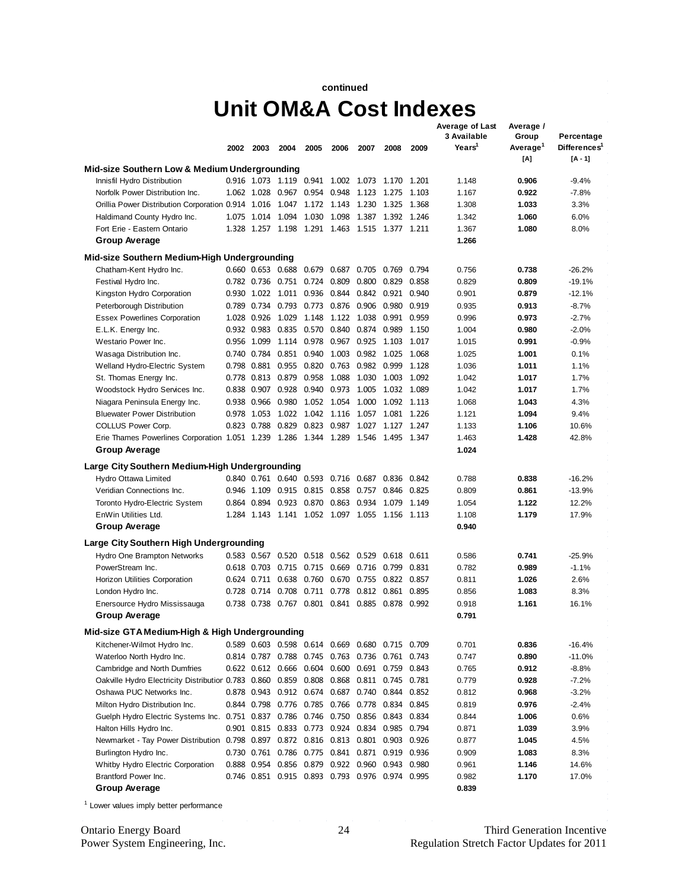continued

# Unit OM&A Cost Indexes

| | 2002 | 2003 | 2004 | 2005 | 2006 | 2007 | 2008 | 2009 | Average of Last 3 Available Years[1] | Average / Group Average[1] [A] | Percentage Differences[1] [A - 1] |
|---|---|---|---|---|---|---|---|---|---|---|---|
| **Mid-size Southern Low & Medium Undergrounding** | | | | | | | | | | | |
| Innisfil Hydro Distribution | 0.916 | 1.073 | 1.119 | 0.941 | 1.002 | 1.073 | 1.170 | 1.201 | 1.148 | **0.906** | -9.4% |
| Norfolk Power Distribution Inc. | 1.062 | 1.028 | 0.967 | 0.954 | 0.948 | 1.123 | 1.275 | 1.103 | 1.167 | **0.922** | -7.8% |
| Orillia Power Distribution Corporation | 0.914 | 1.016 | 1.047 | 1.172 | 1.143 | 1.230 | 1.325 | 1.368 | 1.308 | **1.033** | 3.3% |
| Haldimand County Hydro Inc. | 1.075 | 1.014 | 1.094 | 1.030 | 1.098 | 1.387 | 1.392 | 1.246 | 1.342 | **1.060** | 6.0% |
| Fort Erie - Eastern Ontario | 1.328 | 1.257 | 1.198 | 1.291 | 1.463 | 1.515 | 1.377 | 1.211 | 1.367 | **1.080** | 8.0% |
| **Group Average** | | | | | | | | | **1.266** | | |
| **Mid-size Southern Medium-High Undergrounding** | | | | | | | | | | | |
| Chatham-Kent Hydro Inc. | 0.660 | 0.653 | 0.688 | 0.679 | 0.687 | 0.705 | 0.769 | 0.794 | 0.756 | **0.738** | -26.2% |
| Festival Hydro Inc. | 0.782 | 0.736 | 0.751 | 0.724 | 0.809 | 0.800 | 0.829 | 0.858 | 0.829 | **0.809** | -19.1% |
| Kingston Hydro Corporation | 0.930 | 1.022 | 1.011 | 0.936 | 0.844 | 0.842 | 0.921 | 0.940 | 0.901 | **0.879** | -12.1% |
| Peterborough Distribution | 0.789 | 0.734 | 0.793 | 0.773 | 0.876 | 0.906 | 0.980 | 0.919 | 0.935 | **0.913** | -8.7% |
| Essex Powerlines Corporation | 1.028 | 0.926 | 1.029 | 1.148 | 1.122 | 1.038 | 0.991 | 0.959 | 0.996 | **0.973** | -2.7% |
| E.L.K. Energy Inc. | 0.932 | 0.983 | 0.835 | 0.570 | 0.840 | 0.874 | 0.989 | 1.150 | 1.004 | **0.980** | -2.0% |
| Westario Power Inc. | 0.956 | 1.099 | 1.114 | 0.978 | 0.967 | 0.925 | 1.103 | 1.017 | 1.015 | **0.991** | -0.9% |
| Wasaga Distribution Inc. | 0.740 | 0.784 | 0.851 | 0.940 | 1.003 | 0.982 | 1.025 | 1.068 | 1.025 | **1.001** | 0.1% |
| Welland Hydro-Electric System | 0.798 | 0.881 | 0.955 | 0.820 | 0.763 | 0.982 | 0.999 | 1.128 | 1.036 | **1.011** | 1.1% |
| St. Thomas Energy Inc. | 0.778 | 0.813 | 0.879 | 0.958 | 1.088 | 1.030 | 1.003 | 1.092 | 1.042 | **1.017** | 1.7% |
| Woodstock Hydro Services Inc. | 0.838 | 0.907 | 0.928 | 0.940 | 0.973 | 1.005 | 1.032 | 1.089 | 1.042 | **1.017** | 1.7% |
| Niagara Peninsula Energy Inc. | 0.938 | 0.966 | 0.980 | 1.052 | 1.054 | 1.000 | 1.092 | 1.113 | 1.068 | **1.043** | 4.3% |
| Bluewater Power Distribution | 0.978 | 1.053 | 1.022 | 1.042 | 1.116 | 1.057 | 1.081 | 1.226 | 1.121 | **1.094** | 9.4% |
| COLLUS Power Corp. | 0.823 | 0.788 | 0.829 | 0.823 | 0.987 | 1.027 | 1.127 | 1.247 | 1.133 | **1.106** | 10.6% |
| Erie Thames Powerlines Corporation | 1.051 | 1.239 | 1.286 | 1.344 | 1.289 | 1.546 | 1.495 | 1.347 | 1.463 | **1.428** | 42.8% |
| **Group Average** | | | | | | | | | **1.024** | | |
| **Large City Southern Medium-High Undergrounding** | | | | | | | | | | | |
| Hydro Ottawa Limited | 0.840 | 0.761 | 0.640 | 0.593 | 0.716 | 0.687 | 0.836 | 0.842 | 0.788 | **0.838** | -16.2% |
| Veridian Connections Inc. | 0.946 | 1.109 | 0.915 | 0.815 | 0.858 | 0.757 | 0.846 | 0.825 | 0.809 | **0.861** | -13.9% |
| Toronto Hydro-Electric System | 0.864 | 0.894 | 0.923 | 0.870 | 0.863 | 0.934 | 1.079 | 1.149 | 1.054 | **1.122** | 12.2% |
| EnWin Utilities Ltd. | 1.284 | 1.143 | 1.141 | 1.052 | 1.097 | 1.055 | 1.156 | 1.113 | 1.108 | **1.179** | 17.9% |
| **Group Average** | | | | | | | | | **0.940** | | |
| **Large City Southern High Undergrounding** | | | | | | | | | | | |
| Hydro One Brampton Networks | 0.583 | 0.567 | 0.520 | 0.518 | 0.562 | 0.529 | 0.618 | 0.611 | 0.586 | **0.741** | -25.9% |
| PowerStream Inc. | 0.618 | 0.703 | 0.715 | 0.715 | 0.669 | 0.716 | 0.799 | 0.831 | 0.782 | **0.989** | -1.1% |
| Horizon Utilities Corporation | 0.624 | 0.711 | 0.638 | 0.760 | 0.670 | 0.755 | 0.822 | 0.857 | 0.811 | **1.026** | 2.6% |
| London Hydro Inc. | 0.728 | 0.714 | 0.708 | 0.711 | 0.778 | 0.812 | 0.861 | 0.895 | 0.856 | **1.083** | 8.3% |
| Enersource Hydro Mississauga | 0.738 | 0.738 | 0.767 | 0.801 | 0.841 | 0.885 | 0.878 | 0.992 | 0.918 | **1.161** | 16.1% |
| **Group Average** | | | | | | | | | **0.791** | | |
| **Mid-size GTA Medium-High & High Undergrounding** | | | | | | | | | | | |
| Kitchener-Wilmot Hydro Inc. | 0.589 | 0.603 | 0.598 | 0.614 | 0.669 | 0.680 | 0.715 | 0.709 | 0.701 | **0.836** | -16.4% |
| Waterloo North Hydro Inc. | 0.814 | 0.787 | 0.788 | 0.745 | 0.763 | 0.736 | 0.761 | 0.743 | 0.747 | **0.890** | -11.0% |
| Cambridge and North Dumfries | 0.622 | 0.612 | 0.666 | 0.604 | 0.600 | 0.691 | 0.759 | 0.843 | 0.765 | **0.912** | -8.8% |
| Oakville Hydro Electricity Distributior | 0.783 | 0.860 | 0.859 | 0.808 | 0.868 | 0.811 | 0.745 | 0.781 | 0.779 | **0.928** | -7.2% |
| Oshawa PUC Networks Inc. | 0.878 | 0.943 | 0.912 | 0.674 | 0.687 | 0.740 | 0.844 | 0.852 | 0.812 | **0.968** | -3.2% |
| Milton Hydro Distribution Inc. | 0.844 | 0.798 | 0.776 | 0.785 | 0.766 | 0.778 | 0.834 | 0.845 | 0.819 | **0.976** | -2.4% |
| Guelph Hydro Electric Systems Inc. | 0.751 | 0.837 | 0.786 | 0.746 | 0.750 | 0.856 | 0.843 | 0.834 | 0.844 | **1.006** | 0.6% |
| Halton Hills Hydro Inc. | 0.901 | 0.815 | 0.833 | 0.773 | 0.924 | 0.834 | 0.985 | 0.794 | 0.871 | **1.039** | 3.9% |
| Newmarket - Tay Power Distribution | 0.798 | 0.897 | 0.872 | 0.816 | 0.813 | 0.801 | 0.903 | 0.926 | 0.877 | **1.045** | 4.5% |
| Burlington Hydro Inc. | 0.730 | 0.761 | 0.786 | 0.775 | 0.841 | 0.871 | 0.919 | 0.936 | 0.909 | **1.083** | 8.3% |
| Whitby Hydro Electric Corporation | 0.888 | 0.954 | 0.856 | 0.879 | 0.922 | 0.960 | 0.943 | 0.980 | 0.961 | **1.146** | 14.6% |
| Brantford Power Inc. | 0.746 | 0.851 | 0.915 | 0.893 | 0.793 | 0.976 | 0.974 | 0.995 | 0.982 | **1.170** | 17.0% |
| **Group Average** | | | | | | | | | **0.839** | | |

[1] Lower values imply better performance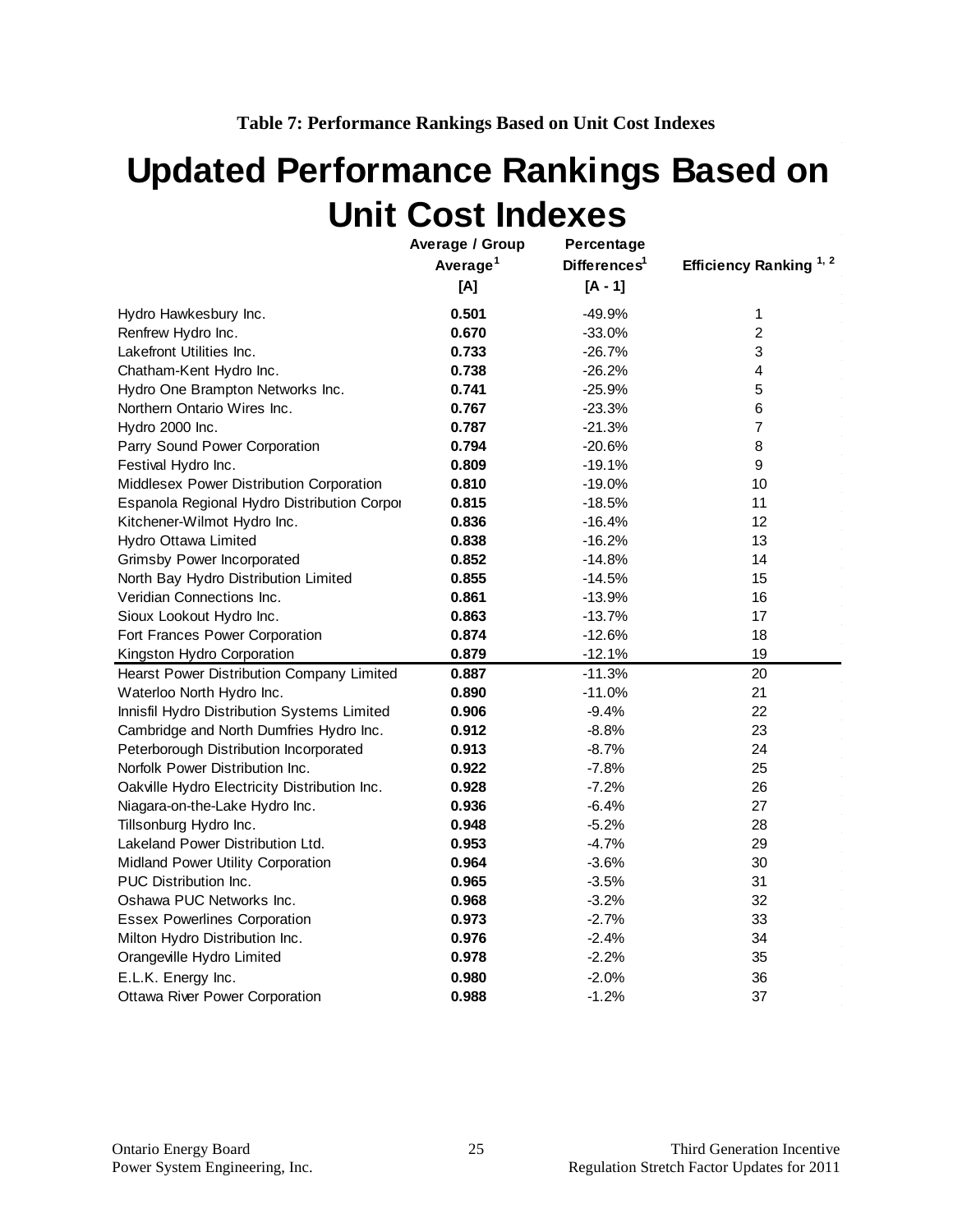**Table 7: Performance Rankings Based on Unit Cost Indexes**

# Updated Performance Rankings Based on Unit Cost Indexes

| | Average / Group Average[1] [A] | Percentage Differences[1] [A - 1] | Efficiency Ranking [1, 2] |
|---|---|---|---|
| Hydro Hawkesbury Inc. | **0.501** | -49.9% | 1 |
| Renfrew Hydro Inc. | **0.670** | -33.0% | 2 |
| Lakefront Utilities Inc. | **0.733** | -26.7% | 3 |
| Chatham-Kent Hydro Inc. | **0.738** | -26.2% | 4 |
| Hydro One Brampton Networks Inc. | **0.741** | -25.9% | 5 |
| Northern Ontario Wires Inc. | **0.767** | -23.3% | 6 |
| Hydro 2000 Inc. | **0.787** | -21.3% | 7 |
| Parry Sound Power Corporation | **0.794** | -20.6% | 8 |
| Festival Hydro Inc. | **0.809** | -19.1% | 9 |
| Middlesex Power Distribution Corporation | **0.810** | -19.0% | 10 |
| Espanola Regional Hydro Distribution Corpor | **0.815** | -18.5% | 11 |
| Kitchener-Wilmot Hydro Inc. | **0.836** | -16.4% | 12 |
| Hydro Ottawa Limited | **0.838** | -16.2% | 13 |
| Grimsby Power Incorporated | **0.852** | -14.8% | 14 |
| North Bay Hydro Distribution Limited | **0.855** | -14.5% | 15 |
| Veridian Connections Inc. | **0.861** | -13.9% | 16 |
| Sioux Lookout Hydro Inc. | **0.863** | -13.7% | 17 |
| Fort Frances Power Corporation | **0.874** | -12.6% | 18 |
| Kingston Hydro Corporation | **0.879** | -12.1% | 19 |
| Hearst Power Distribution Company Limited | **0.887** | -11.3% | 20 |
| Waterloo North Hydro Inc. | **0.890** | -11.0% | 21 |
| Innisfil Hydro Distribution Systems Limited | **0.906** | -9.4% | 22 |
| Cambridge and North Dumfries Hydro Inc. | **0.912** | -8.8% | 23 |
| Peterborough Distribution Incorporated | **0.913** | -8.7% | 24 |
| Norfolk Power Distribution Inc. | **0.922** | -7.8% | 25 |
| Oakville Hydro Electricity Distribution Inc. | **0.928** | -7.2% | 26 |
| Niagara-on-the-Lake Hydro Inc. | **0.936** | -6.4% | 27 |
| Tillsonburg Hydro Inc. | **0.948** | -5.2% | 28 |
| Lakeland Power Distribution Ltd. | **0.953** | -4.7% | 29 |
| Midland Power Utility Corporation | **0.964** | -3.6% | 30 |
| PUC Distribution Inc. | **0.965** | -3.5% | 31 |
| Oshawa PUC Networks Inc. | **0.968** | -3.2% | 32 |
| Essex Powerlines Corporation | **0.973** | -2.7% | 33 |
| Milton Hydro Distribution Inc. | **0.976** | -2.4% | 34 |
| Orangeville Hydro Limited | **0.978** | -2.2% | 35 |
| E.L.K. Energy Inc. | **0.980** | -2.0% | 36 |
| Ottawa River Power Corporation | **0.988** | -1.2% | 37 |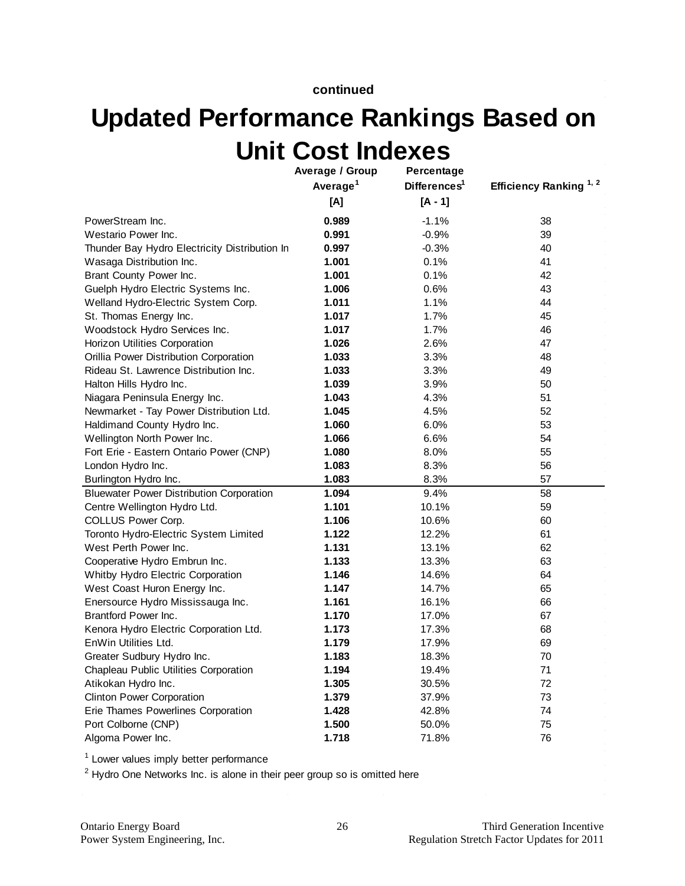continued

# Updated Performance Rankings Based on Unit Cost Indexes

| | Average / Group Average[1] [A] | Percentage Differences[1] [A - 1] | Efficiency Ranking [1, 2] |
|---|---|---|---|
| PowerStream Inc. | **0.989** | -1.1% | 38 |
| Westario Power Inc. | **0.991** | -0.9% | 39 |
| Thunder Bay Hydro Electricity Distribution In | **0.997** | -0.3% | 40 |
| Wasaga Distribution Inc. | **1.001** | 0.1% | 41 |
| Brant County Power Inc. | **1.001** | 0.1% | 42 |
| Guelph Hydro Electric Systems Inc. | **1.006** | 0.6% | 43 |
| Welland Hydro-Electric System Corp. | **1.011** | 1.1% | 44 |
| St. Thomas Energy Inc. | **1.017** | 1.7% | 45 |
| Woodstock Hydro Services Inc. | **1.017** | 1.7% | 46 |
| Horizon Utilities Corporation | **1.026** | 2.6% | 47 |
| Orillia Power Distribution Corporation | **1.033** | 3.3% | 48 |
| Rideau St. Lawrence Distribution Inc. | **1.033** | 3.3% | 49 |
| Halton Hills Hydro Inc. | **1.039** | 3.9% | 50 |
| Niagara Peninsula Energy Inc. | **1.043** | 4.3% | 51 |
| Newmarket - Tay Power Distribution Ltd. | **1.045** | 4.5% | 52 |
| Haldimand County Hydro Inc. | **1.060** | 6.0% | 53 |
| Wellington North Power Inc. | **1.066** | 6.6% | 54 |
| Fort Erie - Eastern Ontario Power (CNP) | **1.080** | 8.0% | 55 |
| London Hydro Inc. | **1.083** | 8.3% | 56 |
| Burlington Hydro Inc. | **1.083** | 8.3% | 57 |
| Bluewater Power Distribution Corporation | **1.094** | 9.4% | 58 |
| Centre Wellington Hydro Ltd. | **1.101** | 10.1% | 59 |
| COLLUS Power Corp. | **1.106** | 10.6% | 60 |
| Toronto Hydro-Electric System Limited | **1.122** | 12.2% | 61 |
| West Perth Power Inc. | **1.131** | 13.1% | 62 |
| Cooperative Hydro Embrun Inc. | **1.133** | 13.3% | 63 |
| Whitby Hydro Electric Corporation | **1.146** | 14.6% | 64 |
| West Coast Huron Energy Inc. | **1.147** | 14.7% | 65 |
| Enersource Hydro Mississauga Inc. | **1.161** | 16.1% | 66 |
| Brantford Power Inc. | **1.170** | 17.0% | 67 |
| Kenora Hydro Electric Corporation Ltd. | **1.173** | 17.3% | 68 |
| EnWin Utilities Ltd. | **1.179** | 17.9% | 69 |
| Greater Sudbury Hydro Inc. | **1.183** | 18.3% | 70 |
| Chapleau Public Utilities Corporation | **1.194** | 19.4% | 71 |
| Atikokan Hydro Inc. | **1.305** | 30.5% | 72 |
| Clinton Power Corporation | **1.379** | 37.9% | 73 |
| Erie Thames Powerlines Corporation | **1.428** | 42.8% | 74 |
| Port Colborne (CNP) | **1.500** | 50.0% | 75 |
| Algoma Power Inc. | **1.718** | 71.8% | 76 |

[1] Lower values imply better performance

[2] Hydro One Networks Inc. is alone in their peer group so is omitted here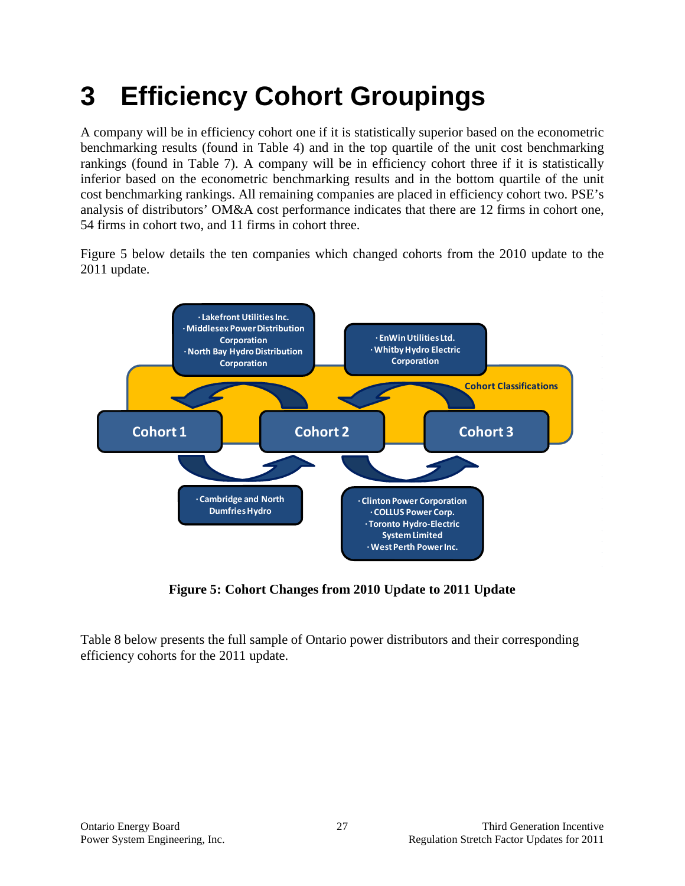# 3 Efficiency Cohort Groupings

A company will be in efficiency cohort one if it is statistically superior based on the econometric benchmarking results (found in Table 4) and in the top quartile of the unit cost benchmarking rankings (found in Table 7). A company will be in efficiency cohort three if it is statistically inferior based on the econometric benchmarking results and in the bottom quartile of the unit cost benchmarking rankings. All remaining companies are placed in efficiency cohort two. PSE's analysis of distributors' OM&A cost performance indicates that there are 12 firms in cohort one, 54 firms in cohort two, and 11 firms in cohort three.

Figure 5 below details the ten companies which changed cohorts from the 2010 update to the 2011 update.

Cohort Classifications

Cohort 1 | Cohort 2 | Cohort 3

- Lakefront Utilities Inc.
- Middlesex Power Distribution Corporation
- North Bay Hydro Distribution Corporation

- EnWin Utilities Ltd.
- Whitby Hydro Electric Corporation

- Cambridge and North Dumfries Hydro

- Clinton Power Corporation
- COLLUS Power Corp.
- Toronto Hydro-Electric System Limited
- West Perth Power Inc.

**Figure 5: Cohort Changes from 2010 Update to 2011 Update**

Table 8 below presents the full sample of Ontario power distributors and their corresponding efficiency cohorts for the 2011 update.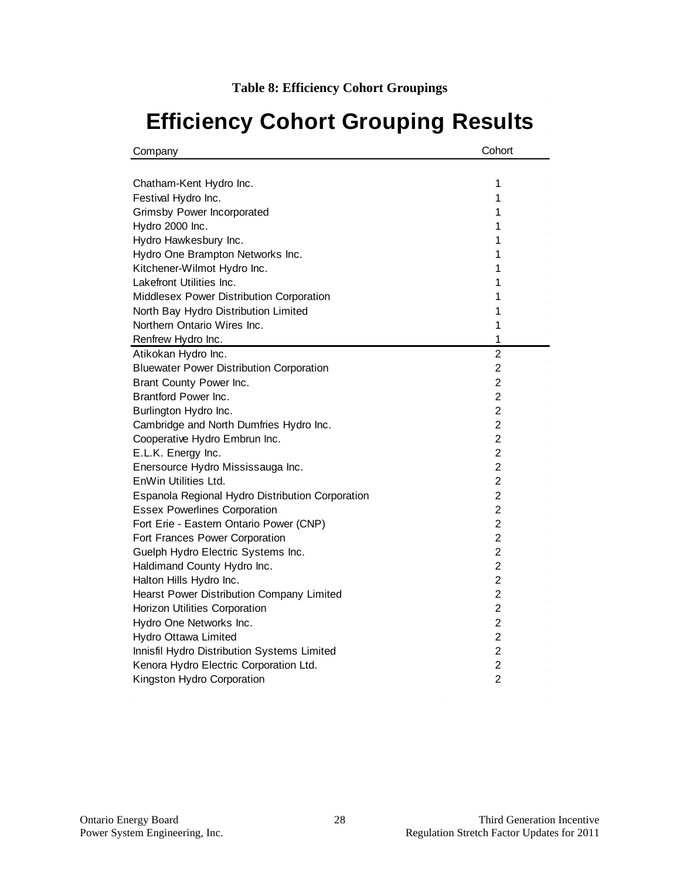**Table 8: Efficiency Cohort Groupings**

# Efficiency Cohort Grouping Results

| Company | Cohort |
|---|---|
| Chatham-Kent Hydro Inc. | 1 |
| Festival Hydro Inc. | 1 |
| Grimsby Power Incorporated | 1 |
| Hydro 2000 Inc. | 1 |
| Hydro Hawkesbury Inc. | 1 |
| Hydro One Brampton Networks Inc. | 1 |
| Kitchener-Wilmot Hydro Inc. | 1 |
| Lakefront Utilities Inc. | 1 |
| Middlesex Power Distribution Corporation | 1 |
| North Bay Hydro Distribution Limited | 1 |
| Northern Ontario Wires Inc. | 1 |
| Renfrew Hydro Inc. | 1 |
| Atikokan Hydro Inc. | 2 |
| Bluewater Power Distribution Corporation | 2 |
| Brant County Power Inc. | 2 |
| Brantford Power Inc. | 2 |
| Burlington Hydro Inc. | 2 |
| Cambridge and North Dumfries Hydro Inc. | 2 |
| Cooperative Hydro Embrun Inc. | 2 |
| E.L.K. Energy Inc. | 2 |
| Enersource Hydro Mississauga Inc. | 2 |
| EnWin Utilities Ltd. | 2 |
| Espanola Regional Hydro Distribution Corporation | 2 |
| Essex Powerlines Corporation | 2 |
| Fort Erie - Eastern Ontario Power (CNP) | 2 |
| Fort Frances Power Corporation | 2 |
| Guelph Hydro Electric Systems Inc. | 2 |
| Haldimand County Hydro Inc. | 2 |
| Halton Hills Hydro Inc. | 2 |
| Hearst Power Distribution Company Limited | 2 |
| Horizon Utilities Corporation | 2 |
| Hydro One Networks Inc. | 2 |
| Hydro Ottawa Limited | 2 |
| Innisfil Hydro Distribution Systems Limited | 2 |
| Kenora Hydro Electric Corporation Ltd. | 2 |
| Kingston Hydro Corporation | 2 |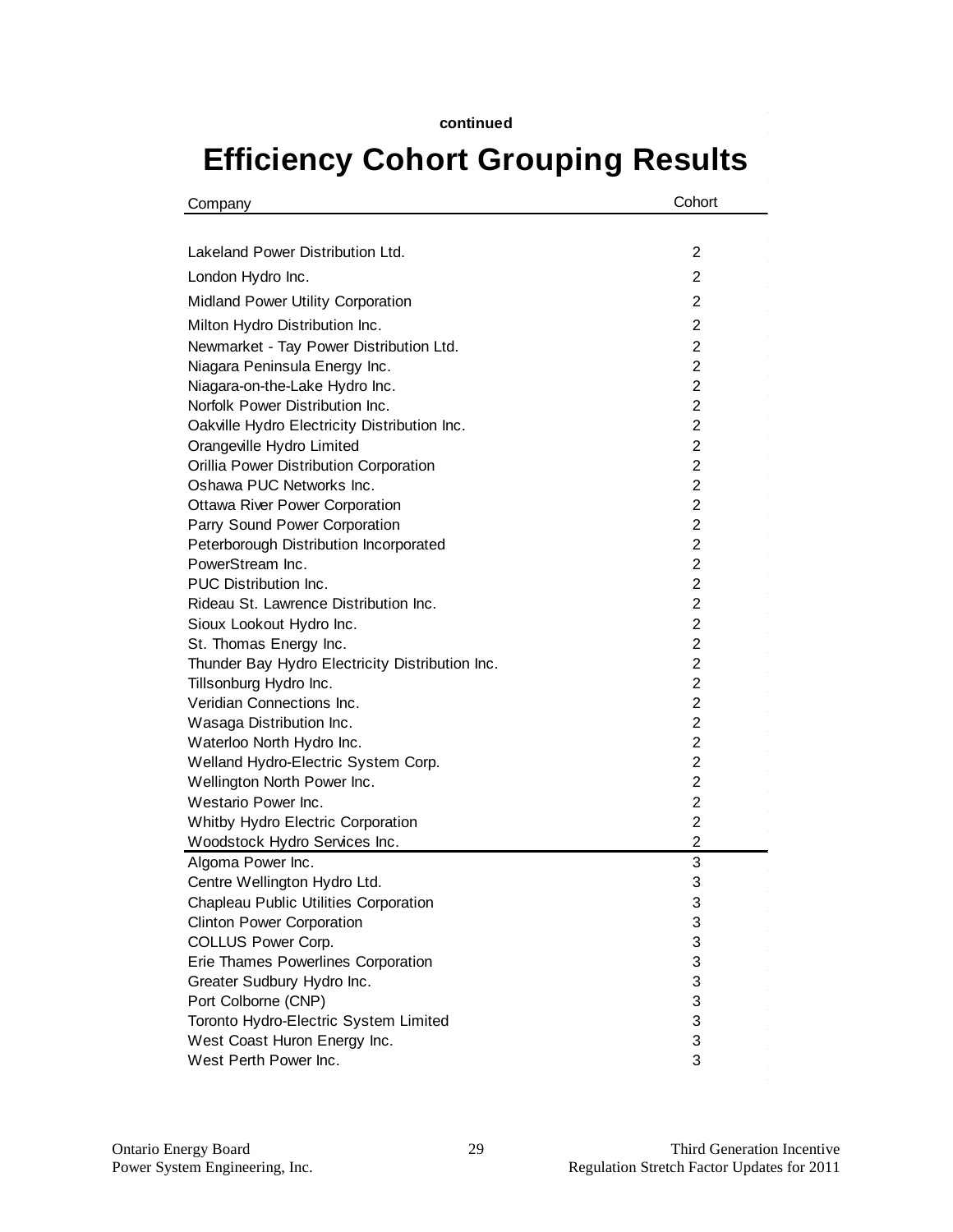continued

# Efficiency Cohort Grouping Results

| Company | Cohort |
|---|---|
| Lakeland Power Distribution Ltd. | 2 |
| London Hydro Inc. | 2 |
| Midland Power Utility Corporation | 2 |
| Milton Hydro Distribution Inc. | 2 |
| Newmarket - Tay Power Distribution Ltd. | 2 |
| Niagara Peninsula Energy Inc. | 2 |
| Niagara-on-the-Lake Hydro Inc. | 2 |
| Norfolk Power Distribution Inc. | 2 |
| Oakville Hydro Electricity Distribution Inc. | 2 |
| Orangeville Hydro Limited | 2 |
| Orillia Power Distribution Corporation | 2 |
| Oshawa PUC Networks Inc. | 2 |
| Ottawa River Power Corporation | 2 |
| Parry Sound Power Corporation | 2 |
| Peterborough Distribution Incorporated | 2 |
| PowerStream Inc. | 2 |
| PUC Distribution Inc. | 2 |
| Rideau St. Lawrence Distribution Inc. | 2 |
| Sioux Lookout Hydro Inc. | 2 |
| St. Thomas Energy Inc. | 2 |
| Thunder Bay Hydro Electricity Distribution Inc. | 2 |
| Tillsonburg Hydro Inc. | 2 |
| Veridian Connections Inc. | 2 |
| Wasaga Distribution Inc. | 2 |
| Waterloo North Hydro Inc. | 2 |
| Welland Hydro-Electric System Corp. | 2 |
| Wellington North Power Inc. | 2 |
| Westario Power Inc. | 2 |
| Whitby Hydro Electric Corporation | 2 |
| Woodstock Hydro Services Inc. | 2 |
| Algoma Power Inc. | 3 |
| Centre Wellington Hydro Ltd. | 3 |
| Chapleau Public Utilities Corporation | 3 |
| Clinton Power Corporation | 3 |
| COLLUS Power Corp. | 3 |
| Erie Thames Powerlines Corporation | 3 |
| Greater Sudbury Hydro Inc. | 3 |
| Port Colborne (CNP) | 3 |
| Toronto Hydro-Electric System Limited | 3 |
| West Coast Huron Energy Inc. | 3 |
| West Perth Power Inc. | 3 |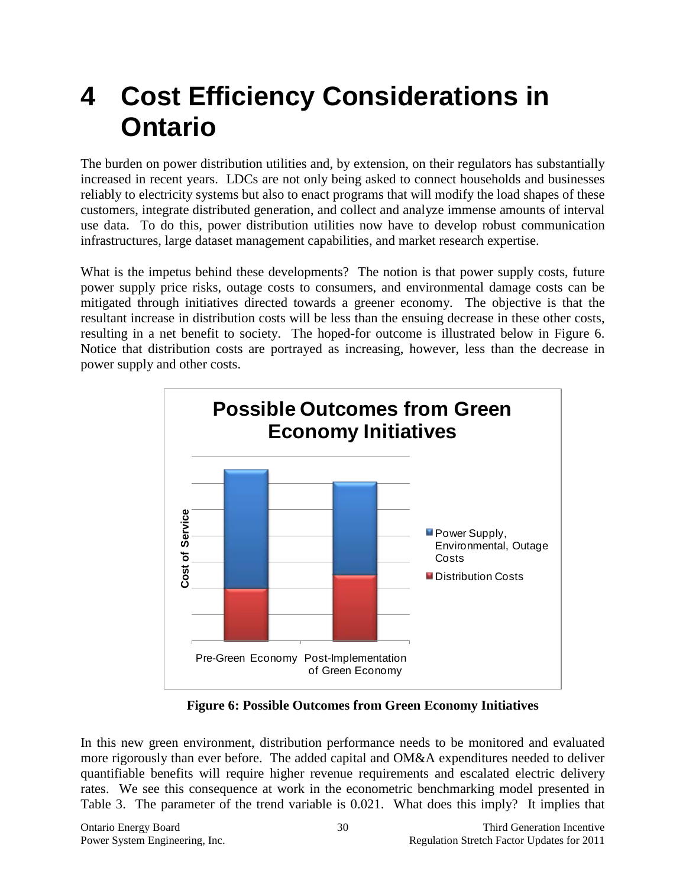# 4 Cost Efficiency Considerations in Ontario

The burden on power distribution utilities and, by extension, on their regulators has substantially increased in recent years. LDCs are not only being asked to connect households and businesses reliably to electricity systems but also to enact programs that will modify the load shapes of these customers, integrate distributed generation, and collect and analyze immense amounts of interval use data. To do this, power distribution utilities now have to develop robust communication infrastructures, large dataset management capabilities, and market research expertise.

What is the impetus behind these developments? The notion is that power supply costs, future power supply price risks, outage costs to consumers, and environmental damage costs can be mitigated through initiatives directed towards a greener economy. The objective is that the resultant increase in distribution costs will be less than the ensuing decrease in these other costs, resulting in a net benefit to society. The hoped-for outcome is illustrated below in Figure 6. Notice that distribution costs are portrayed as increasing, however, less than the decrease in power supply and other costs.

**Figure 6: Possible Outcomes from Green Economy Initiatives**

In this new green environment, distribution performance needs to be monitored and evaluated more rigorously than ever before. The added capital and OM&A expenditures needed to deliver quantifiable benefits will require higher revenue requirements and escalated electric delivery rates. We see this consequence at work in the econometric benchmarking model presented in Table 3. The parameter of the trend variable is 0.021. What does this imply? It implies that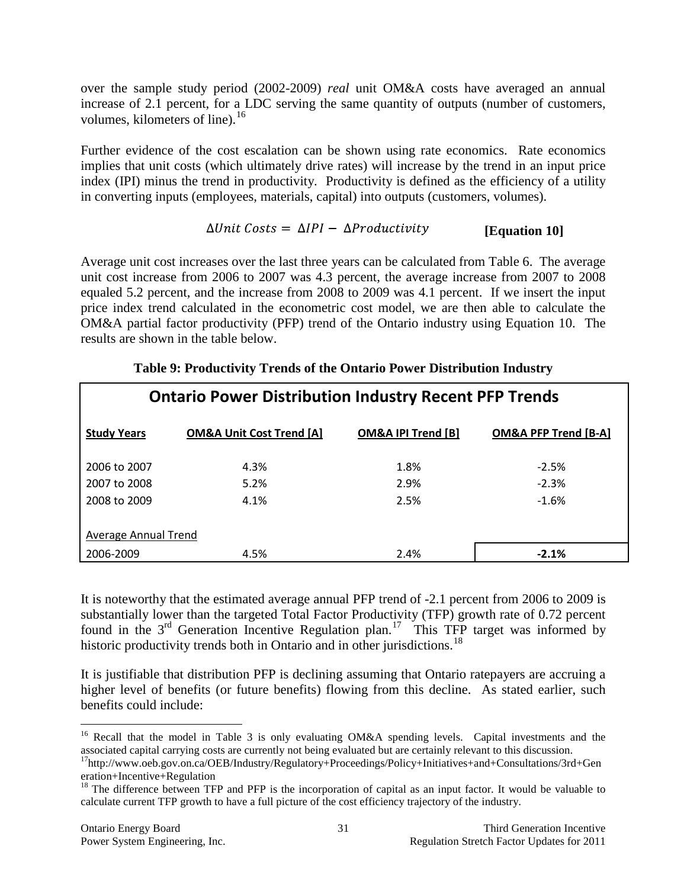over the sample study period (2002-2009) *real* unit OM&A costs have averaged an annual increase of 2.1 percent, for a LDC serving the same quantity of outputs (number of customers, volumes, kilometers of line).[16]

Further evidence of the cost escalation can be shown using rate economics. Rate economics implies that unit costs (which ultimately drive rates) will increase by the trend in an input price index (IPI) minus the trend in productivity. Productivity is defined as the efficiency of a utility in converting inputs (employees, materials, capital) into outputs (customers, volumes).

$$\Delta Unit\ Costs = \Delta IPI - \Delta Productivity \qquad \textbf{[Equation 10]}$$

Average unit cost increases over the last three years can be calculated from Table 6. The average unit cost increase from 2006 to 2007 was 4.3 percent, the average increase from 2007 to 2008 equaled 5.2 percent, and the increase from 2008 to 2009 was 4.1 percent. If we insert the input price index trend calculated in the econometric cost model, we are then able to calculate the OM&A partial factor productivity (PFP) trend of the Ontario industry using Equation 10. The results are shown in the table below.

**Table 9: Productivity Trends of the Ontario Power Distribution Industry**

| Ontario Power Distribution Industry Recent PFP Trends | | | |
|---|---|---|---|
| **Study Years** | **OM&A Unit Cost Trend [A]** | **OM&A IPI Trend [B]** | **OM&A PFP Trend [B-A]** |
| 2006 to 2007 | 4.3% | 1.8% | -2.5% |
| 2007 to 2008 | 5.2% | 2.9% | -2.3% |
| 2008 to 2009 | 4.1% | 2.5% | -1.6% |
| Average Annual Trend | | | |
| 2006-2009 | 4.5% | 2.4% | **-2.1%** |

It is noteworthy that the estimated average annual PFP trend of -2.1 percent from 2006 to 2009 is substantially lower than the targeted Total Factor Productivity (TFP) growth rate of 0.72 percent found in the 3rd Generation Incentive Regulation plan.[17] This TFP target was informed by historic productivity trends both in Ontario and in other jurisdictions.[18]

It is justifiable that distribution PFP is declining assuming that Ontario ratepayers are accruing a higher level of benefits (or future benefits) flowing from this decline. As stated earlier, such benefits could include:

---

[16] Recall that the model in Table 3 is only evaluating OM&A spending levels. Capital investments and the associated capital carrying costs are currently not being evaluated but are certainly relevant to this discussion.

[17] http://www.oeb.gov.on.ca/OEB/Industry/Regulatory+Proceedings/Policy+Initiatives+and+Consultations/3rd+Generation+Incentive+Regulation

[18] The difference between TFP and PFP is the incorporation of capital as an input factor. It would be valuable to calculate current TFP growth to have a full picture of the cost efficiency trajectory of the industry.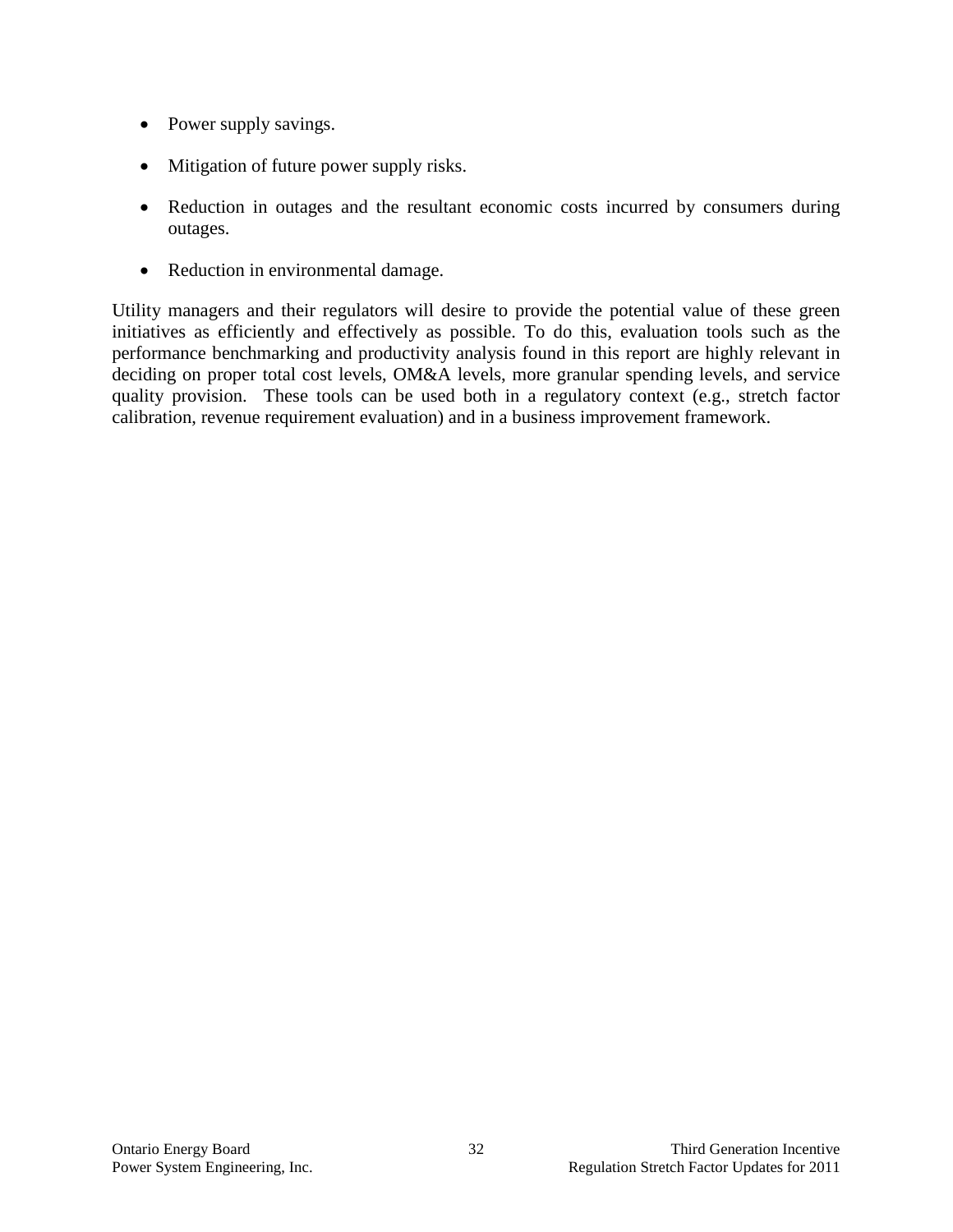- Power supply savings.
- Mitigation of future power supply risks.
- Reduction in outages and the resultant economic costs incurred by consumers during outages.
- Reduction in environmental damage.

Utility managers and their regulators will desire to provide the potential value of these green initiatives as efficiently and effectively as possible. To do this, evaluation tools such as the performance benchmarking and productivity analysis found in this report are highly relevant in deciding on proper total cost levels, OM&A levels, more granular spending levels, and service quality provision. These tools can be used both in a regulatory context (e.g., stretch factor calibration, revenue requirement evaluation) and in a business improvement framework.